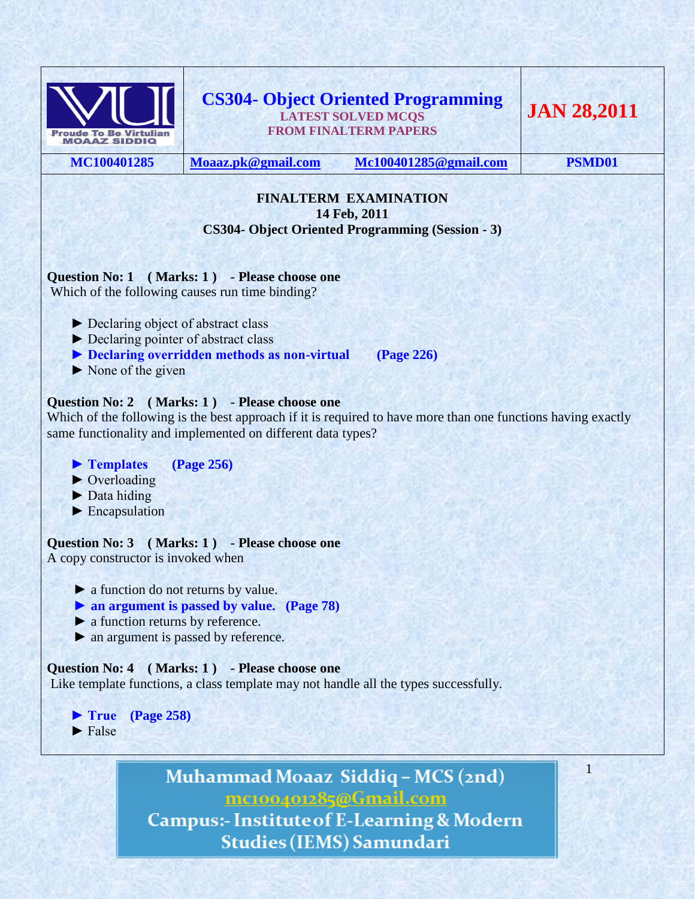| Proude To Be Virtulian MOAAZ SIDDIQ | **CS304- Object Oriented Programming** LATEST SOLVED MCQS FROM FINALTERM PAPERS | | **JAN 28,2011** |
|---|---|---|---|
| MC100401285 | Moaaz.pk@gmail.com | Mc100401285@gmail.com | PSMD01 |

**FINALTERM EXAMINATION**
**14 Feb, 2011**
**CS304- Object Oriented Programming (Session - 3)**

**Question No: 1 ( Marks: 1 ) - Please choose one**
Which of the following causes run time binding?

► Declaring object of abstract class
► Declaring pointer of abstract class
► **Declaring overridden methods as non-virtual (Page 226)**
► None of the given

**Question No: 2 ( Marks: 1 ) - Please choose one**
Which of the following is the best approach if it is required to have more than one functions having exactly same functionality and implemented on different data types?

► **Templates (Page 256)**
► Overloading
► Data hiding
► Encapsulation

**Question No: 3 ( Marks: 1 ) - Please choose one**
A copy constructor is invoked when

► a function do not returns by value.
► **an argument is passed by value. (Page 78)**
► a function returns by reference.
► an argument is passed by reference.

**Question No: 4 ( Marks: 1 ) - Please choose one**
Like template functions, a class template may not handle all the types successfully.

► **True (Page 258)**
► False

Muhammad Moaaz Siddiq – MCS (2nd)
mc100401285@Gmail.com
Campus:- Institute of E-Learning & Modern Studies (IEMS) Samundari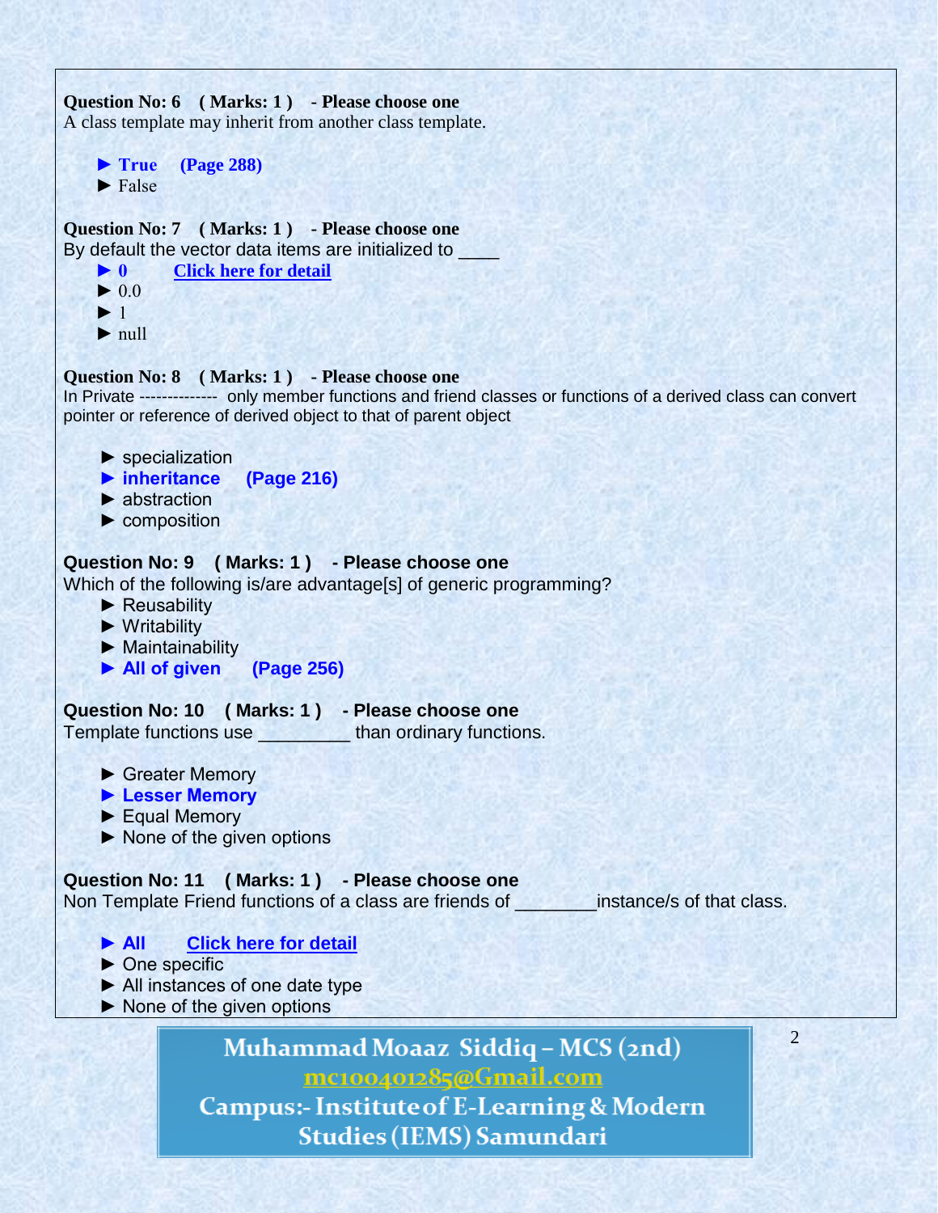**Question No: 6 ( Marks: 1 ) - Please choose one**
A class template may inherit from another class template.

- ► **True (Page 288)**
- ► False

**Question No: 7 ( Marks: 1 ) - Please choose one**
By default the vector data items are initialized to ____

- ► **0** **Click here for detail**
- ► 0.0
- ► 1
- ► null

**Question No: 8 ( Marks: 1 ) - Please choose one**
In Private ------------- only member functions and friend classes or functions of a derived class can convert pointer or reference of derived object to that of parent object

- ► specialization
- ► **inheritance (Page 216)**
- ► abstraction
- ► composition

**Question No: 9 ( Marks: 1 ) - Please choose one**
Which of the following is/are advantage[s] of generic programming?

- ► Reusability
- ► Writability
- ► Maintainability
- ► **All of given (Page 256)**

**Question No: 10 ( Marks: 1 ) - Please choose one**
Template functions use _________ than ordinary functions.

- ► Greater Memory
- ► **Lesser Memory**
- ► Equal Memory
- ► None of the given options

**Question No: 11 ( Marks: 1 ) - Please choose one**
Non Template Friend functions of a class are friends of ________instance/s of that class.

- ► **All** **Click here for detail**
- ► One specific
- ► All instances of one date type
- ► None of the given options

**Muhammad Moaaz Siddiq – MCS (2nd)**
mc100401285@Gmail.com
**Campus:- Institute of E-Learning & Modern Studies (IEMS) Samundari**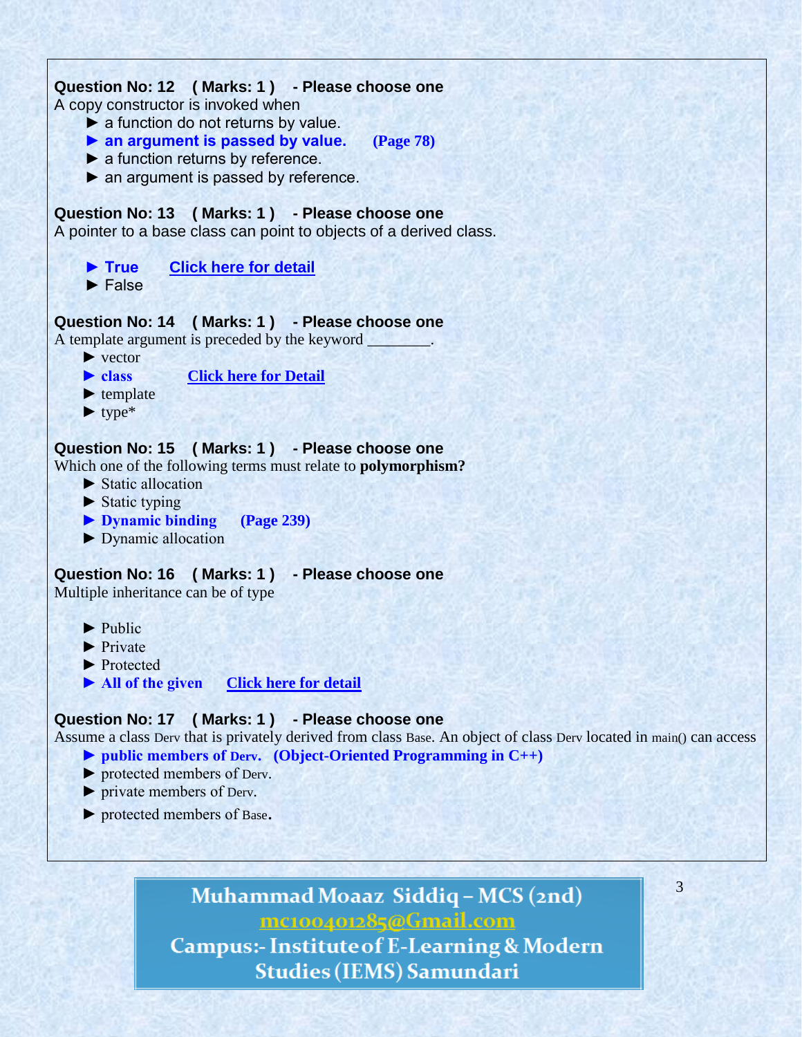**Question No: 12 ( Marks: 1 ) - Please choose one**

A copy constructor is invoked when

► a function do not returns by value.

► **an argument is passed by value. (Page 78)**

► a function returns by reference.

► an argument is passed by reference.

**Question No: 13 ( Marks: 1 ) - Please choose one**

A pointer to a base class can point to objects of a derived class.

► **True** Click here for detail

► False

**Question No: 14 ( Marks: 1 ) - Please choose one**

A template argument is preceded by the keyword ________.

► vector

► **class** Click here for Detail

► template

► type*

**Question No: 15 ( Marks: 1 ) - Please choose one**

Which one of the following terms must relate to **polymorphism?**

► Static allocation

► Static typing

► **Dynamic binding (Page 239)**

► Dynamic allocation

**Question No: 16 ( Marks: 1 ) - Please choose one**

Multiple inheritance can be of type

► Public

► Private

► Protected

► **All of the given** Click here for detail

**Question No: 17 ( Marks: 1 ) - Please choose one**

Assume a class Derv that is privately derived from class Base. An object of class Derv located in main() can access

► **public members of Derv. (Object-Oriented Programming in C++)**

► protected members of Derv.

► private members of Derv.

► protected members of Base.

Muhammad Moaaz Siddiq – MCS (2nd)
mc100401285@Gmail.com
Campus:- Institute of E-Learning & Modern Studies (IEMS) Samundari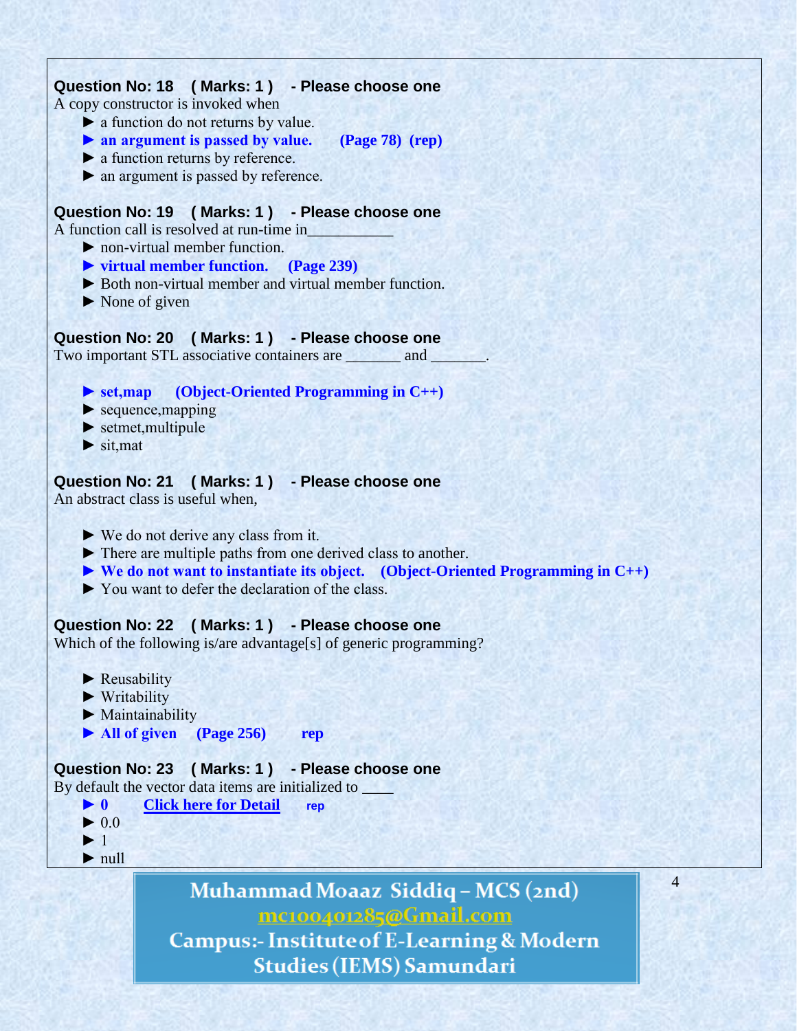**Question No: 18 ( Marks: 1 ) - Please choose one**

A copy constructor is invoked when

- ► a function do not returns by value.
- ► **an argument is passed by value. (Page 78) (rep)**
- ► a function returns by reference.
- ► an argument is passed by reference.

**Question No: 19 ( Marks: 1 ) - Please choose one**

A function call is resolved at run-time in___________

- ► non-virtual member function.
- ► **virtual member function. (Page 239)**
- ► Both non-virtual member and virtual member function.
- ► None of given

**Question No: 20 ( Marks: 1 ) - Please choose one**

Two important STL associative containers are _______ and _______.

- ► **set,map (Object-Oriented Programming in C++)**
- ► sequence,mapping
- ► setmet,multipule
- ► sit,mat

**Question No: 21 ( Marks: 1 ) - Please choose one**

An abstract class is useful when,

- ► We do not derive any class from it.
- ► There are multiple paths from one derived class to another.
- ► **We do not want to instantiate its object. (Object-Oriented Programming in C++)**
- ► You want to defer the declaration of the class.

**Question No: 22 ( Marks: 1 ) - Please choose one**

Which of the following is/are advantage[s] of generic programming?

- ► Reusability
- ► Writability
- ► Maintainability
- ► **All of given (Page 256) rep**

**Question No: 23 ( Marks: 1 ) - Please choose one**

By default the vector data items are initialized to ____

- ► **0** Click here for Detail **rep**
- ► 0.0
- ► 1
- ► null

**Muhammad Moaaz Siddiq – MCS (2nd)**
**mc100401285@Gmail.com**
**Campus:- Institute of E-Learning & Modern Studies (IEMS) Samundari**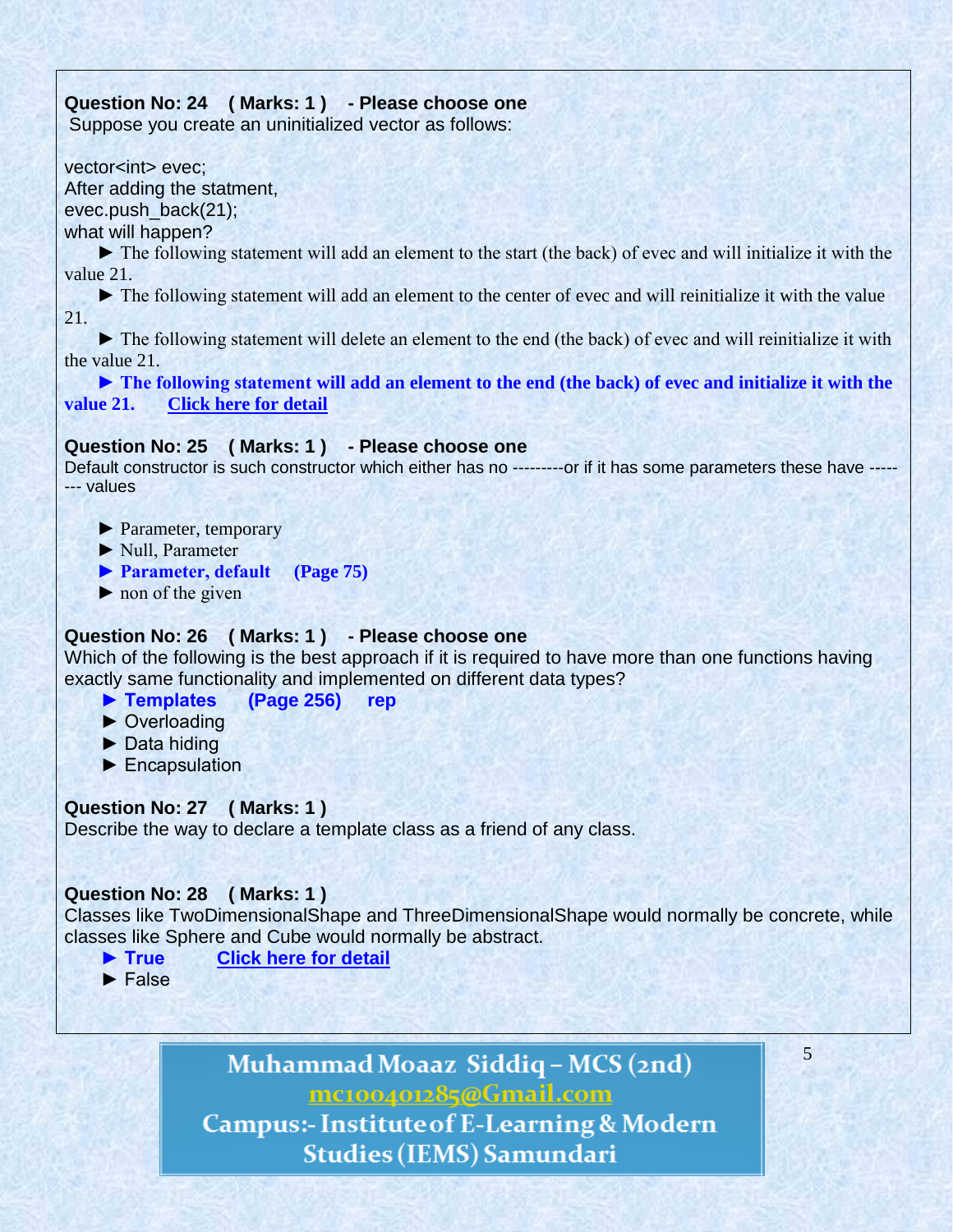**Question No: 24 ( Marks: 1 ) - Please choose one**
Suppose you create an uninitialized vector as follows:

vector<int> evec;
After adding the statment,
evec.push_back(21);
what will happen?

► The following statement will add an element to the start (the back) of evec and will initialize it with the value 21.

► The following statement will add an element to the center of evec and will reinitialize it with the value 21.

► The following statement will delete an element to the end (the back) of evec and will reinitialize it with the value 21.

► **The following statement will add an element to the end (the back) of evec and initialize it with the value 21.** **Click here for detail**

**Question No: 25 ( Marks: 1 ) - Please choose one**
Default constructor is such constructor which either has no ---------or if it has some parameters these have -------- values

► Parameter, temporary
► Null, Parameter
► **Parameter, default (Page 75)**
► non of the given

**Question No: 26 ( Marks: 1 ) - Please choose one**
Which of the following is the best approach if it is required to have more than one functions having exactly same functionality and implemented on different data types?

► **Templates (Page 256) rep**
► Overloading
► Data hiding
► Encapsulation

**Question No: 27 ( Marks: 1 )**
Describe the way to declare a template class as a friend of any class.

**Question No: 28 ( Marks: 1 )**
Classes like TwoDimensionalShape and ThreeDimensionalShape would normally be concrete, while classes like Sphere and Cube would normally be abstract.

► **True** **Click here for detail**
► False

Muhammad Moaaz Siddiq – MCS (2nd)
mc100401285@Gmail.com
Campus:- Institute of E-Learning & Modern Studies (IEMS) Samundari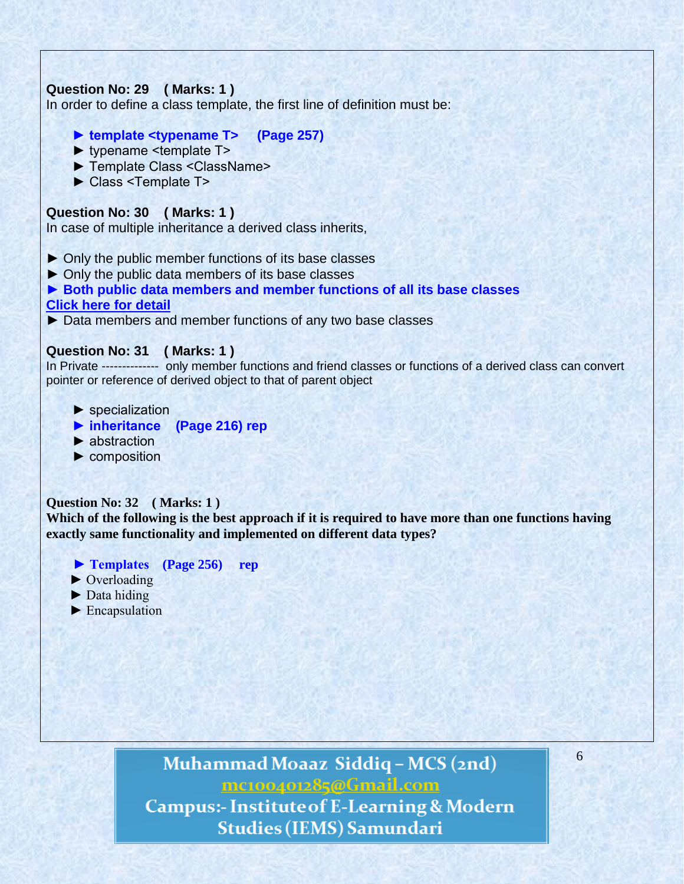**Question No: 29 ( Marks: 1 )**
In order to define a class template, the first line of definition must be:

► **template <typename T> (Page 257)**
► typename <template T>
► Template Class <ClassName>
► Class <Template T>

**Question No: 30 ( Marks: 1 )**
In case of multiple inheritance a derived class inherits,

► Only the public member functions of its base classes
► Only the public data members of its base classes
► **Both public data members and member functions of all its base classes**
**Click here for detail**
► Data members and member functions of any two base classes

**Question No: 31 ( Marks: 1 )**
In Private ------------- only member functions and friend classes or functions of a derived class can convert pointer or reference of derived object to that of parent object

► specialization
► **inheritance (Page 216) rep**
► abstraction
► composition

**Question No: 32 ( Marks: 1 )**
**Which of the following is the best approach if it is required to have more than one functions having exactly same functionality and implemented on different data types?**

► **Templates (Page 256) rep**
► Overloading
► Data hiding
► Encapsulation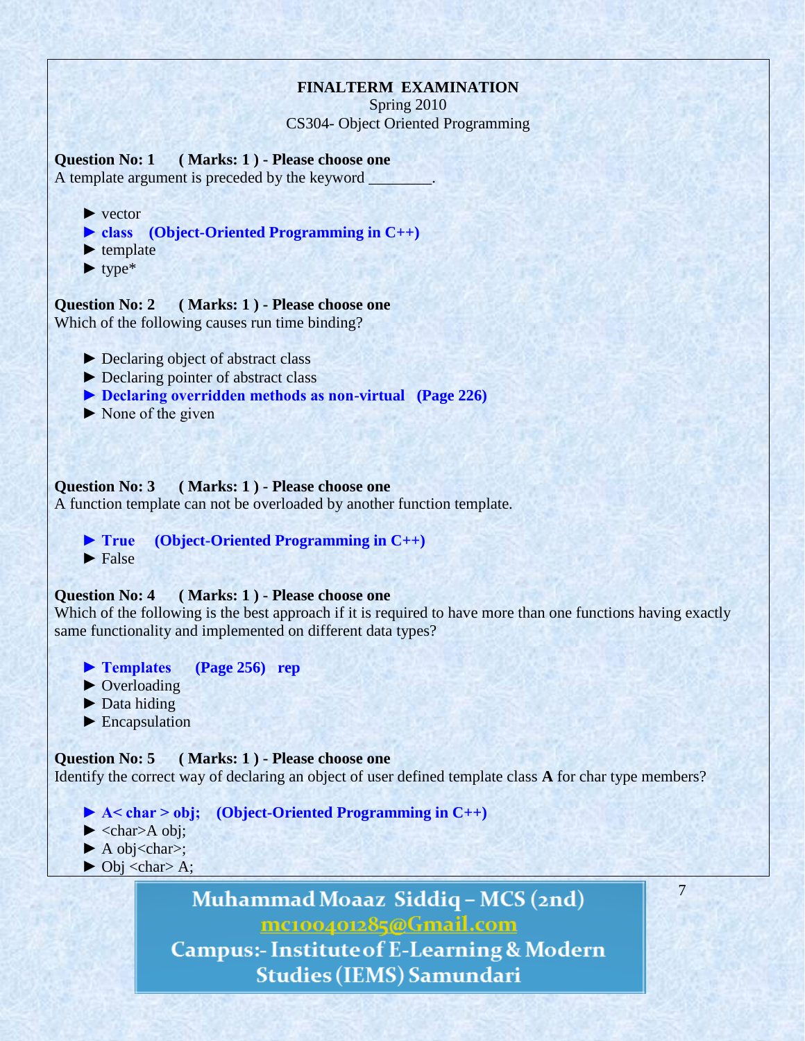**FINALTERM EXAMINATION**
Spring 2010
CS304- Object Oriented Programming

**Question No: 1 ( Marks: 1 ) - Please choose one**
A template argument is preceded by the keyword ________.

► vector
► **class (Object-Oriented Programming in C++)**
► template
► type*

**Question No: 2 ( Marks: 1 ) - Please choose one**
Which of the following causes run time binding?

► Declaring object of abstract class
► Declaring pointer of abstract class
► **Declaring overridden methods as non-virtual (Page 226)**
► None of the given

**Question No: 3 ( Marks: 1 ) - Please choose one**
A function template can not be overloaded by another function template.

► **True (Object-Oriented Programming in C++)**
► False

**Question No: 4 ( Marks: 1 ) - Please choose one**
Which of the following is the best approach if it is required to have more than one functions having exactly same functionality and implemented on different data types?

► **Templates (Page 256) rep**
► Overloading
► Data hiding
► Encapsulation

**Question No: 5 ( Marks: 1 ) - Please choose one**
Identify the correct way of declaring an object of user defined template class **A** for char type members?

► **A< char > obj; (Object-Oriented Programming in C++)**
► <char>A obj;
► A obj<char>;
► Obj <char> A;

**Muhammad Moaaz Siddiq – MCS (2nd)**
mc100401285@Gmail.com
**Campus:- Institute of E-Learning & Modern Studies (IEMS) Samundari**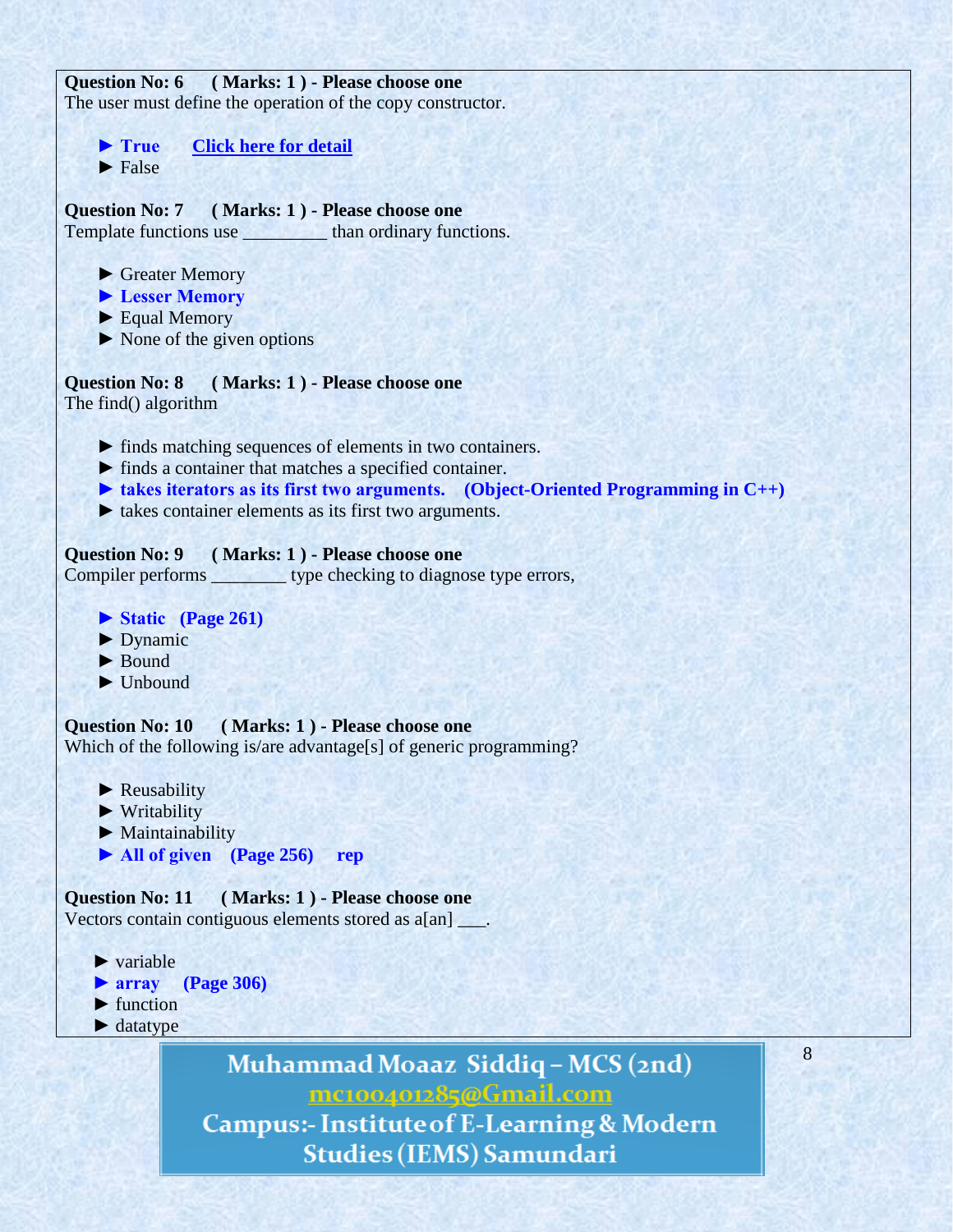**Question No: 6 ( Marks: 1 ) - Please choose one**
The user must define the operation of the copy constructor.

► **True** **Click here for detail**
► False

**Question No: 7 ( Marks: 1 ) - Please choose one**
Template functions use _________ than ordinary functions.

► Greater Memory
► **Lesser Memory**
► Equal Memory
► None of the given options

**Question No: 8 ( Marks: 1 ) - Please choose one**
The find() algorithm

► finds matching sequences of elements in two containers.
► finds a container that matches a specified container.
► **takes iterators as its first two arguments. (Object-Oriented Programming in C++)**
► takes container elements as its first two arguments.

**Question No: 9 ( Marks: 1 ) - Please choose one**
Compiler performs ________ type checking to diagnose type errors,

► **Static (Page 261)**
► Dynamic
► Bound
► Unbound

**Question No: 10 ( Marks: 1 ) - Please choose one**
Which of the following is/are advantage[s] of generic programming?

► Reusability
► Writability
► Maintainability
► **All of given (Page 256) rep**

**Question No: 11 ( Marks: 1 ) - Please choose one**
Vectors contain contiguous elements stored as a[an] ___.

► variable
► **array (Page 306)**
► function
► datatype

**Muhammad Moaaz Siddiq – MCS (2nd)**
**mc100401285@Gmail.com**
**Campus:- Institute of E-Learning & Modern Studies (IEMS) Samundari**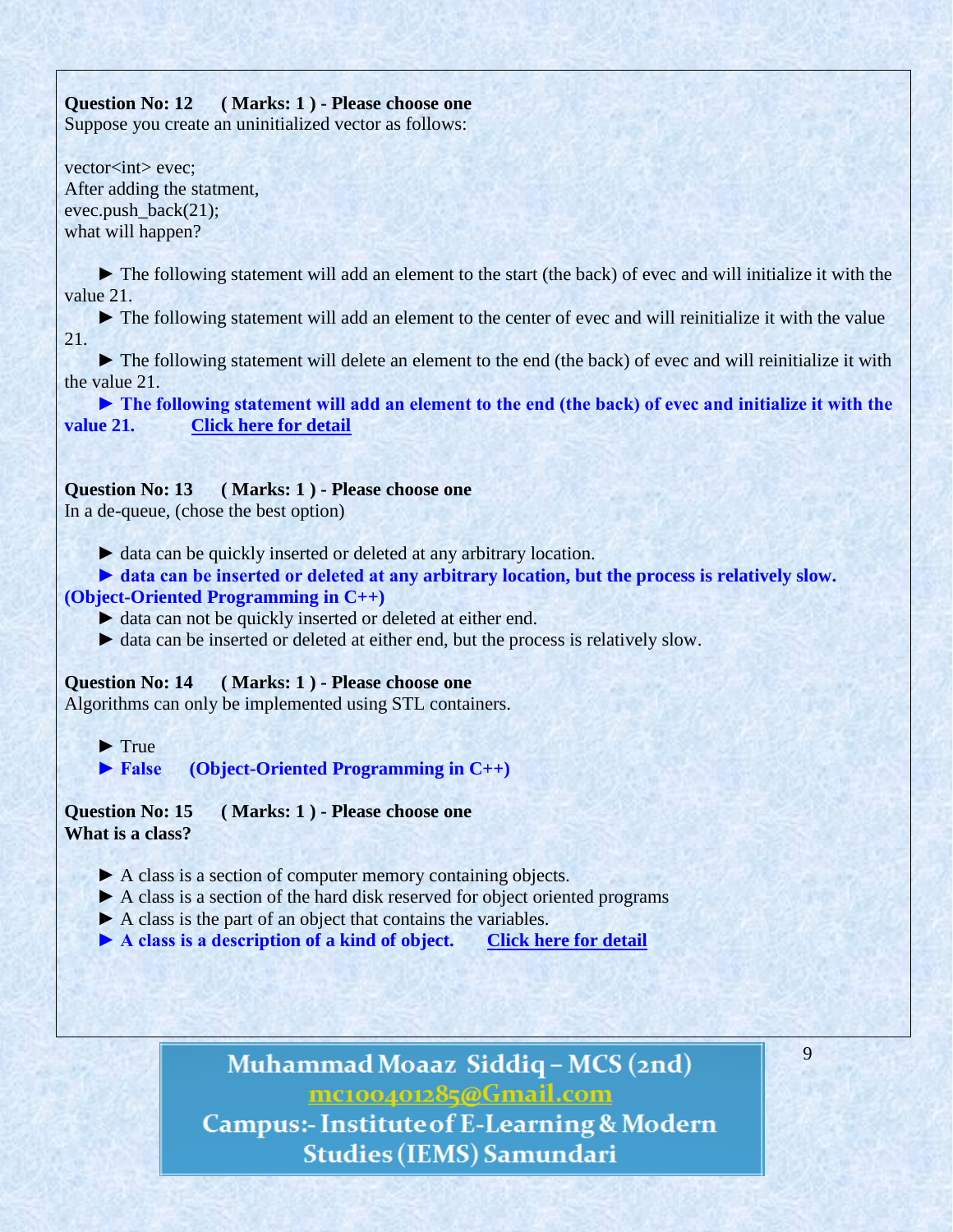**Question No: 12 ( Marks: 1 ) - Please choose one**
Suppose you create an uninitialized vector as follows:

vector<int> evec;
After adding the statment,
evec.push_back(21);
what will happen?

► The following statement will add an element to the start (the back) of evec and will initialize it with the value 21.

► The following statement will add an element to the center of evec and will reinitialize it with the value 21.

► The following statement will delete an element to the end (the back) of evec and will reinitialize it with the value 21.

► **The following statement will add an element to the end (the back) of evec and initialize it with the value 21.** **Click here for detail**

**Question No: 13 ( Marks: 1 ) - Please choose one**
In a de-queue, (chose the best option)

► data can be quickly inserted or deleted at any arbitrary location.

► **data can be inserted or deleted at any arbitrary location, but the process is relatively slow. (Object-Oriented Programming in C++)**

► data can not be quickly inserted or deleted at either end.

► data can be inserted or deleted at either end, but the process is relatively slow.

**Question No: 14 ( Marks: 1 ) - Please choose one**
Algorithms can only be implemented using STL containers.

► True

► **False (Object-Oriented Programming in C++)**

**Question No: 15 ( Marks: 1 ) - Please choose one**
**What is a class?**

► A class is a section of computer memory containing objects.

► A class is a section of the hard disk reserved for object oriented programs

► A class is the part of an object that contains the variables.

► **A class is a description of a kind of object.** **Click here for detail**

**Muhammad Moaaz Siddiq – MCS (2nd)**
**mc100401285@Gmail.com**
**Campus:- Institute of E-Learning & Modern Studies (IEMS) Samundari**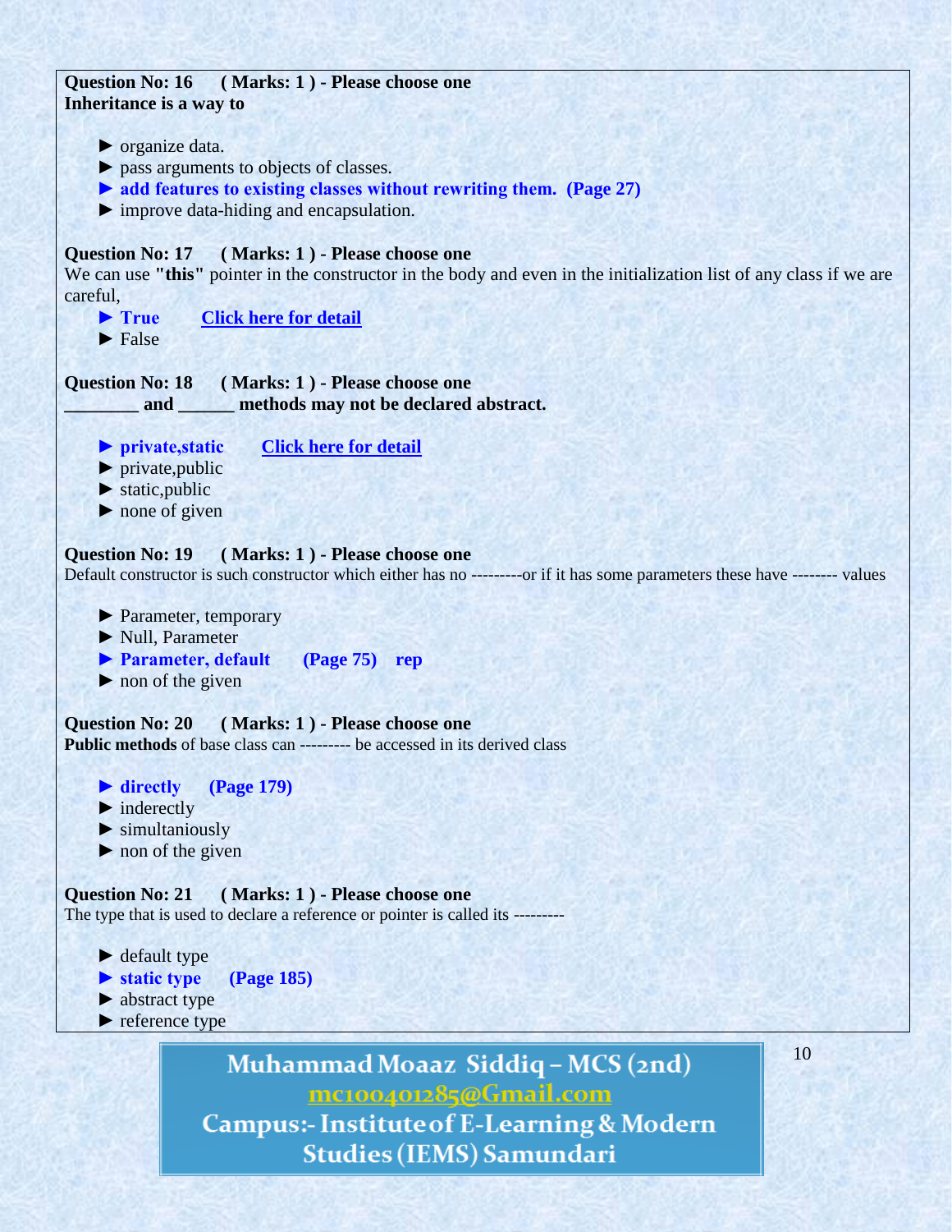**Question No: 16 ( Marks: 1 ) - Please choose one**
**Inheritance is a way to**

- ► organize data.
- ► pass arguments to objects of classes.
- ► **add features to existing classes without rewriting them. (Page 27)**
- ► improve data-hiding and encapsulation.

**Question No: 17 ( Marks: 1 ) - Please choose one**
We can use **"this"** pointer in the constructor in the body and even in the initialization list of any class if we are careful,

- ► **True** **Click here for detail**
- ► False

**Question No: 18 ( Marks: 1 ) - Please choose one**
**________ and ______ methods may not be declared abstract.**

- ► **private,static** **Click here for detail**
- ► private,public
- ► static,public
- ► none of given

**Question No: 19 ( Marks: 1 ) - Please choose one**
Default constructor is such constructor which either has no ---------or if it has some parameters these have -------- values

- ► Parameter, temporary
- ► Null, Parameter
- ► **Parameter, default (Page 75) rep**
- ► non of the given

**Question No: 20 ( Marks: 1 ) - Please choose one**
**Public methods** of base class can --------- be accessed in its derived class

- ► **directly (Page 179)**
- ► inderectly
- ► simultaniously
- ► non of the given

**Question No: 21 ( Marks: 1 ) - Please choose one**
The type that is used to declare a reference or pointer is called its ---------

- ► default type
- ► **static type (Page 185)**
- ► abstract type
- ► reference type

**Muhammad Moaaz Siddiq – MCS (2nd)**
mc100401285@Gmail.com
**Campus:- Institute of E-Learning & Modern Studies (IEMS) Samundari**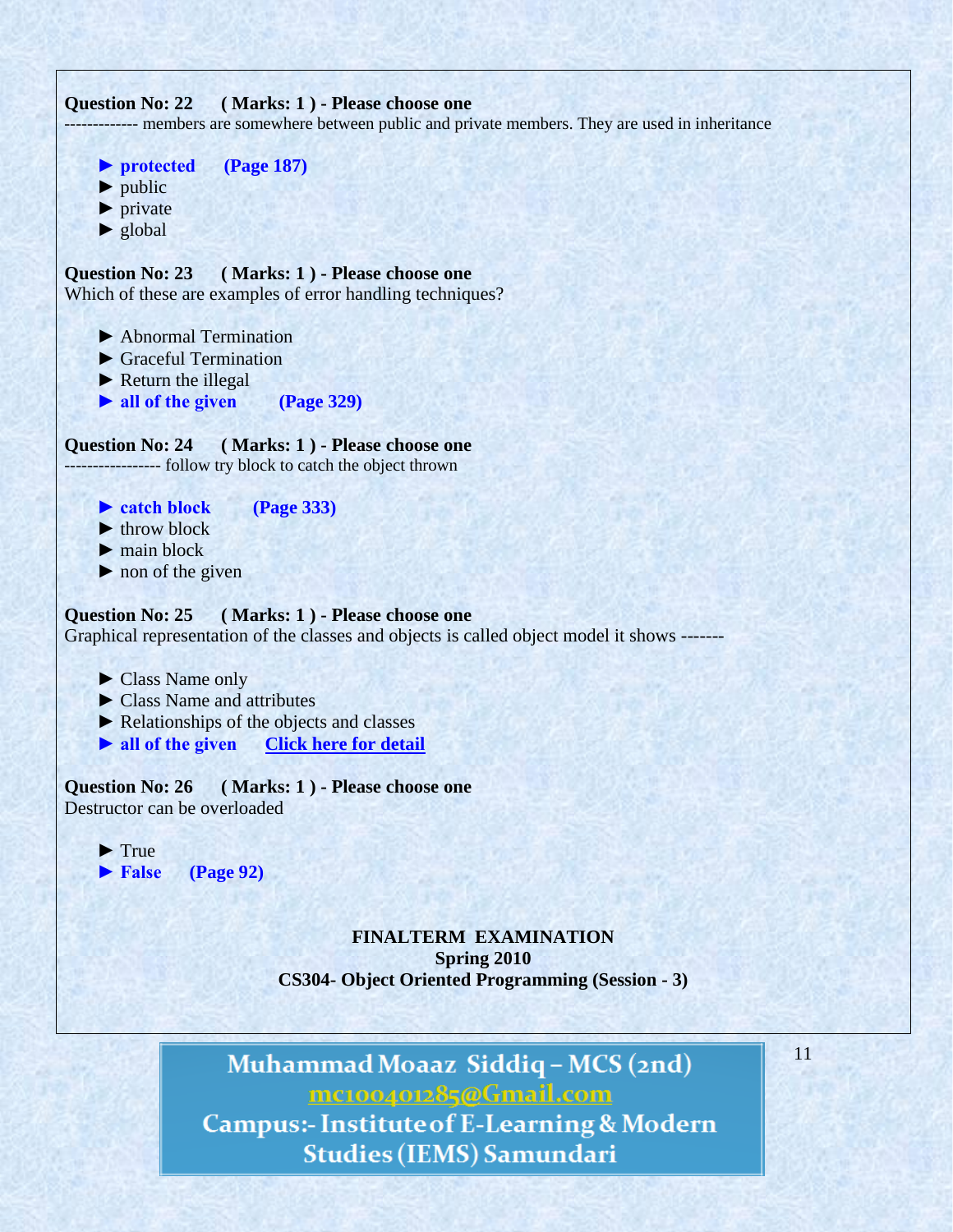**Question No: 22 ( Marks: 1 ) - Please choose one**
------------ members are somewhere between public and private members. They are used in inheritance

► **protected (Page 187)**
► public
► private
► global

**Question No: 23 ( Marks: 1 ) - Please choose one**
Which of these are examples of error handling techniques?

► Abnormal Termination
► Graceful Termination
► Return the illegal
► **all of the given (Page 329)**

**Question No: 24 ( Marks: 1 ) - Please choose one**
---------------- follow try block to catch the object thrown

► **catch block (Page 333)**
► throw block
► main block
► non of the given

**Question No: 25 ( Marks: 1 ) - Please choose one**
Graphical representation of the classes and objects is called object model it shows -------

► Class Name only
► Class Name and attributes
► Relationships of the objects and classes
► **all of the given** Click here for detail

**Question No: 26 ( Marks: 1 ) - Please choose one**
Destructor can be overloaded

► True
► **False (Page 92)**

**FINALTERM EXAMINATION**
**Spring 2010**
**CS304- Object Oriented Programming (Session - 3)**

Muhammad Moaaz Siddiq – MCS (2nd)
mc100401285@Gmail.com
Campus:- Institute of E-Learning & Modern Studies (IEMS) Samundari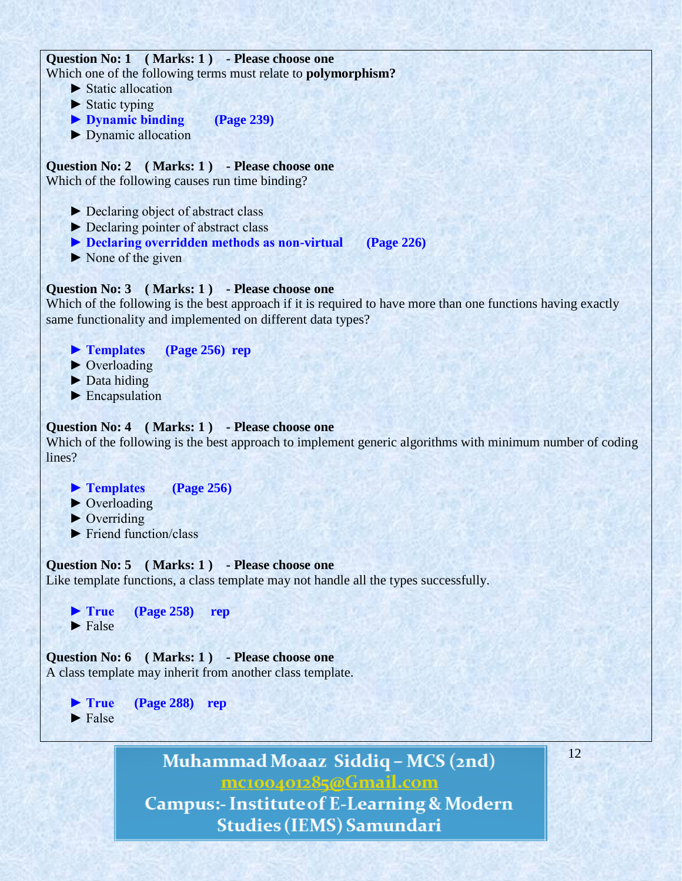**Question No: 1 ( Marks: 1 ) - Please choose one**
Which one of the following terms must relate to **polymorphism?**

- ► Static allocation
- ► Static typing
- ► **Dynamic binding (Page 239)**
- ► Dynamic allocation

**Question No: 2 ( Marks: 1 ) - Please choose one**
Which of the following causes run time binding?

- ► Declaring object of abstract class
- ► Declaring pointer of abstract class
- ► **Declaring overridden methods as non-virtual (Page 226)**
- ► None of the given

**Question No: 3 ( Marks: 1 ) - Please choose one**
Which of the following is the best approach if it is required to have more than one functions having exactly same functionality and implemented on different data types?

- ► **Templates (Page 256) rep**
- ► Overloading
- ► Data hiding
- ► Encapsulation

**Question No: 4 ( Marks: 1 ) - Please choose one**
Which of the following is the best approach to implement generic algorithms with minimum number of coding lines?

- ► **Templates (Page 256)**
- ► Overloading
- ► Overriding
- ► Friend function/class

**Question No: 5 ( Marks: 1 ) - Please choose one**
Like template functions, a class template may not handle all the types successfully.

- ► **True (Page 258) rep**
- ► False

**Question No: 6 ( Marks: 1 ) - Please choose one**
A class template may inherit from another class template.

- ► **True (Page 288) rep**
- ► False

**Muhammad Moaaz Siddiq – MCS (2nd)**
mc100401285@Gmail.com
**Campus:- Institute of E-Learning & Modern Studies (IEMS) Samundari**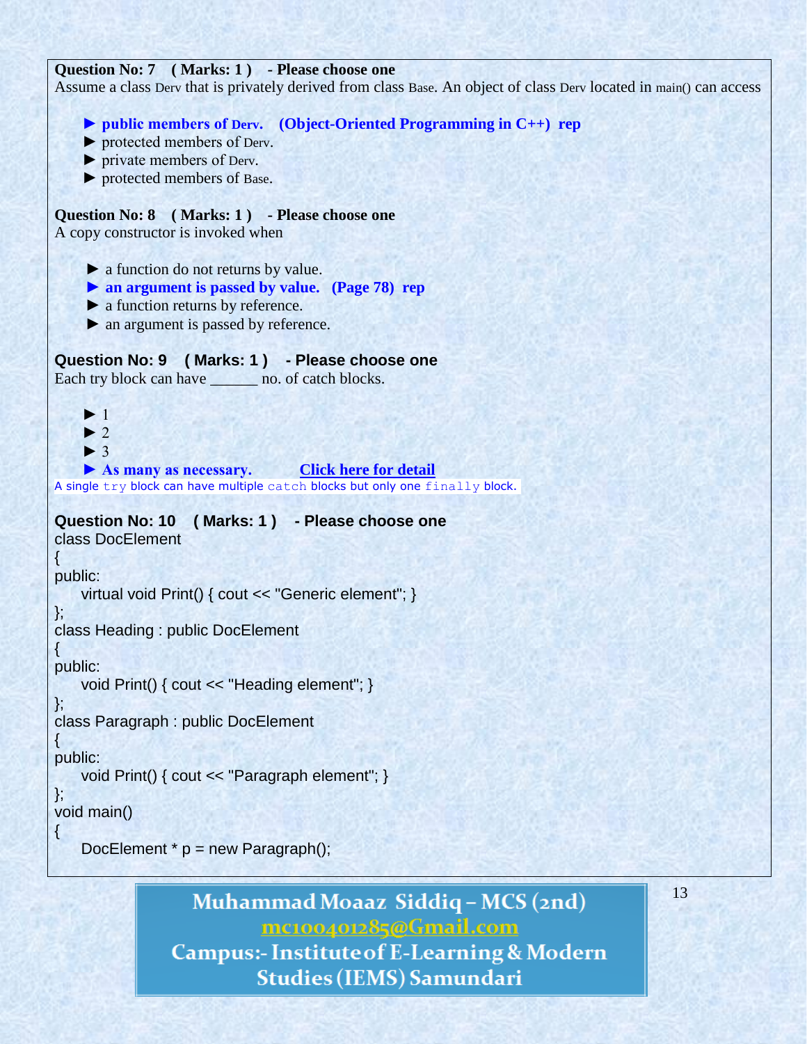**Question No: 7 ( Marks: 1 ) - Please choose one**

Assume a class Derv that is privately derived from class Base. An object of class Derv located in main() can access

- ► **public members of Derv. (Object-Oriented Programming in C++) rep**
- ► protected members of Derv.
- ► private members of Derv.
- ► protected members of Base.

**Question No: 8 ( Marks: 1 ) - Please choose one**

A copy constructor is invoked when

- ► a function do not returns by value.
- ► **an argument is passed by value. (Page 78) rep**
- ► a function returns by reference.
- ► an argument is passed by reference.

**Question No: 9 ( Marks: 1 ) - Please choose one**

Each try block can have ______ no. of catch blocks.

- ► 1
- ► 2
- ► 3
- ► **As many as necessary.** Click here for detail

A single try block can have multiple catch blocks but only one finally block.

**Question No: 10 ( Marks: 1 ) - Please choose one**

```
class DocElement
{
public:
    virtual void Print() { cout << "Generic element"; }
};
class Heading : public DocElement
{
public:
    void Print() { cout << "Heading element"; }
};
class Paragraph : public DocElement
{
public:
    void Print() { cout << "Paragraph element"; }
};
void main()
{
    DocElement * p = new Paragraph();
```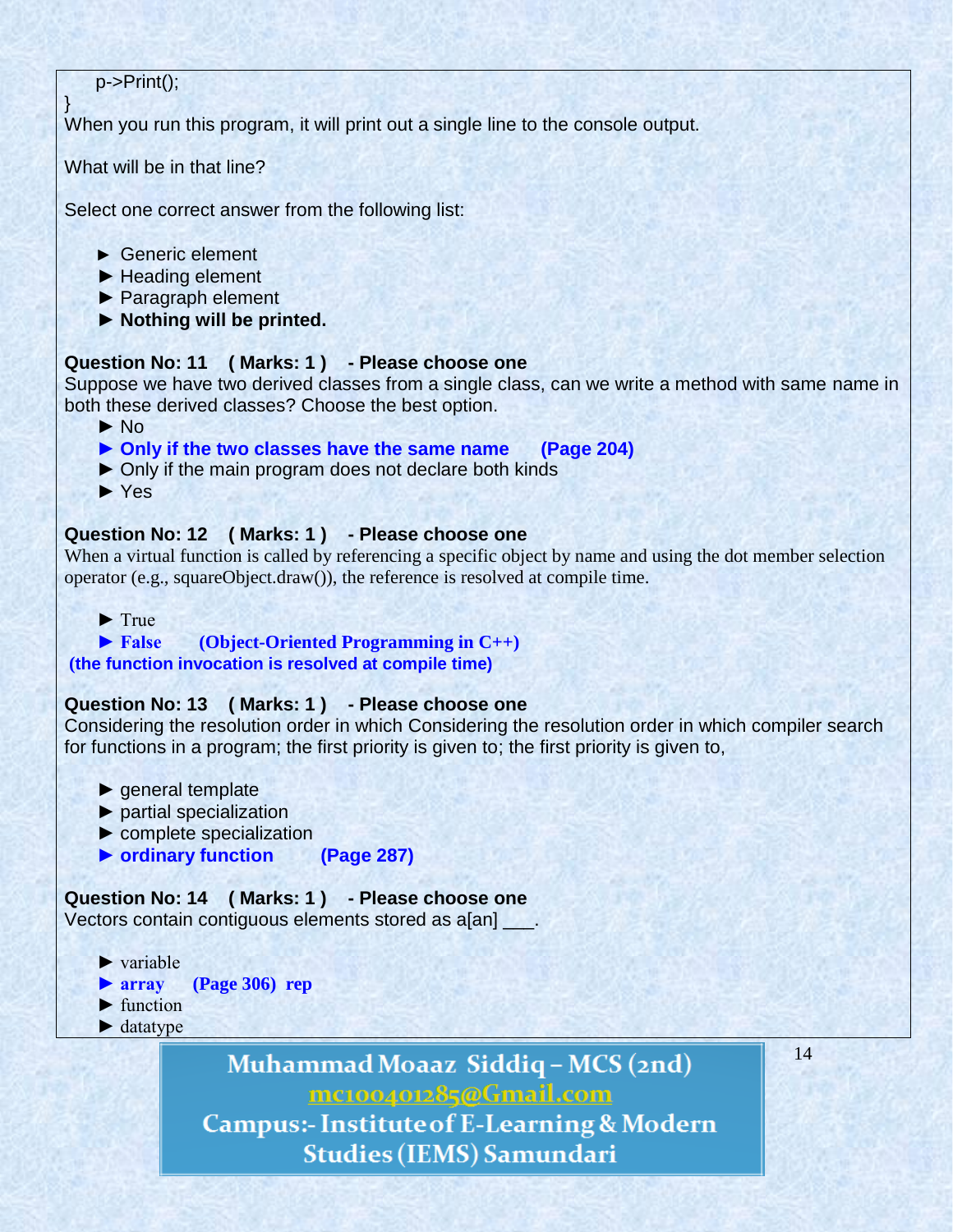```
    p->Print();
}
```

When you run this program, it will print out a single line to the console output.

What will be in that line?

Select one correct answer from the following list:

- ► Generic element
- ► Heading element
- ► Paragraph element
- ► **Nothing will be printed.**

**Question No: 11 ( Marks: 1 ) - Please choose one**

Suppose we have two derived classes from a single class, can we write a method with same name in both these derived classes? Choose the best option.

- ► No
- ► **Only if the two classes have the same name (Page 204)**
- ► Only if the main program does not declare both kinds
- ► Yes

**Question No: 12 ( Marks: 1 ) - Please choose one**

When a virtual function is called by referencing a specific object by name and using the dot member selection operator (e.g., squareObject.draw()), the reference is resolved at compile time.

- ► True
- ► **False (Object-Oriented Programming in C++)**

**(the function invocation is resolved at compile time)**

**Question No: 13 ( Marks: 1 ) - Please choose one**

Considering the resolution order in which Considering the resolution order in which compiler search for functions in a program; the first priority is given to; the first priority is given to,

- ► general template
- ► partial specialization
- ► complete specialization
- ► **ordinary function (Page 287)**

**Question No: 14 ( Marks: 1 ) - Please choose one**

Vectors contain contiguous elements stored as a[an] ___.

- ► variable
- ► **array (Page 306) rep**
- ► function
- ► datatype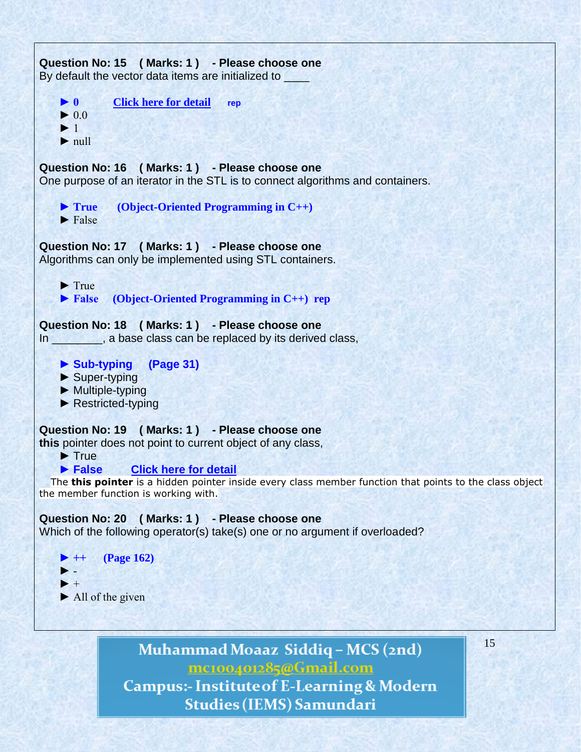**Question No: 15 ( Marks: 1 ) - Please choose one**
By default the vector data items are initialized to ____

- ► **0** [Click here for detail] **rep**
- ► 0.0
- ► 1
- ► null

**Question No: 16 ( Marks: 1 ) - Please choose one**
One purpose of an iterator in the STL is to connect algorithms and containers.

- ► **True (Object-Oriented Programming in C++)**
- ► False

**Question No: 17 ( Marks: 1 ) - Please choose one**
Algorithms can only be implemented using STL containers.

- ► True
- ► **False (Object-Oriented Programming in C++) rep**

**Question No: 18 ( Marks: 1 ) - Please choose one**
In ________, a base class can be replaced by its derived class,

- ► **Sub-typing (Page 31)**
- ► Super-typing
- ► Multiple-typing
- ► Restricted-typing

**Question No: 19 ( Marks: 1 ) - Please choose one**
**this** pointer does not point to current object of any class,

- ► True
- ► **False** [Click here for detail]

The **this pointer** is a hidden pointer inside every class member function that points to the class object the member function is working with.

**Question No: 20 ( Marks: 1 ) - Please choose one**
Which of the following operator(s) take(s) one or no argument if overloaded?

- ► **++ (Page 162)**
- ► -
- ► +
- ► All of the given

Muhammad Moaaz Siddiq – MCS (2nd)
mc100401285@Gmail.com
Campus:- Institute of E-Learning & Modern Studies (IEMS) Samundari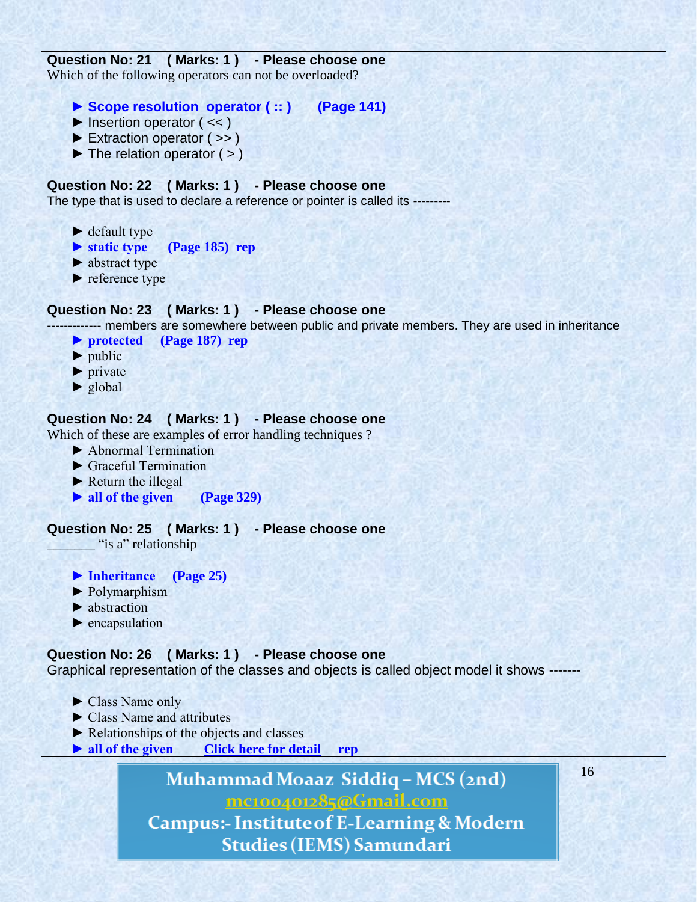**Question No: 21 ( Marks: 1 ) - Please choose one**

Which of the following operators can not be overloaded?

- ► **Scope resolution operator ( :: ) (Page 141)**
- ► Insertion operator ( << )
- ► Extraction operator ( >> )
- ► The relation operator ( > )

**Question No: 22 ( Marks: 1 ) - Please choose one**

The type that is used to declare a reference or pointer is called its ---------

- ► default type
- ► **static type (Page 185) rep**
- ► abstract type
- ► reference type

**Question No: 23 ( Marks: 1 ) - Please choose one**

------------- members are somewhere between public and private members. They are used in inheritance

- ► **protected (Page 187) rep**
- ► public
- ► private
- ► global

**Question No: 24 ( Marks: 1 ) - Please choose one**

Which of these are examples of error handling techniques ?

- ► Abnormal Termination
- ► Graceful Termination
- ► Return the illegal
- ► **all of the given (Page 329)**

**Question No: 25 ( Marks: 1 ) - Please choose one**

_______ "is a" relationship

- ► **Inheritance (Page 25)**
- ► Polymarphism
- ► abstraction
- ► encapsulation

**Question No: 26 ( Marks: 1 ) - Please choose one**

Graphical representation of the classes and objects is called object model it shows -------

- ► Class Name only
- ► Class Name and attributes
- ► Relationships of the objects and classes
- ► **all of the given Click here for detail rep**

Muhammad Moaaz Siddiq – MCS (2nd)
mc100401285@Gmail.com
Campus:- Institute of E-Learning & Modern Studies (IEMS) Samundari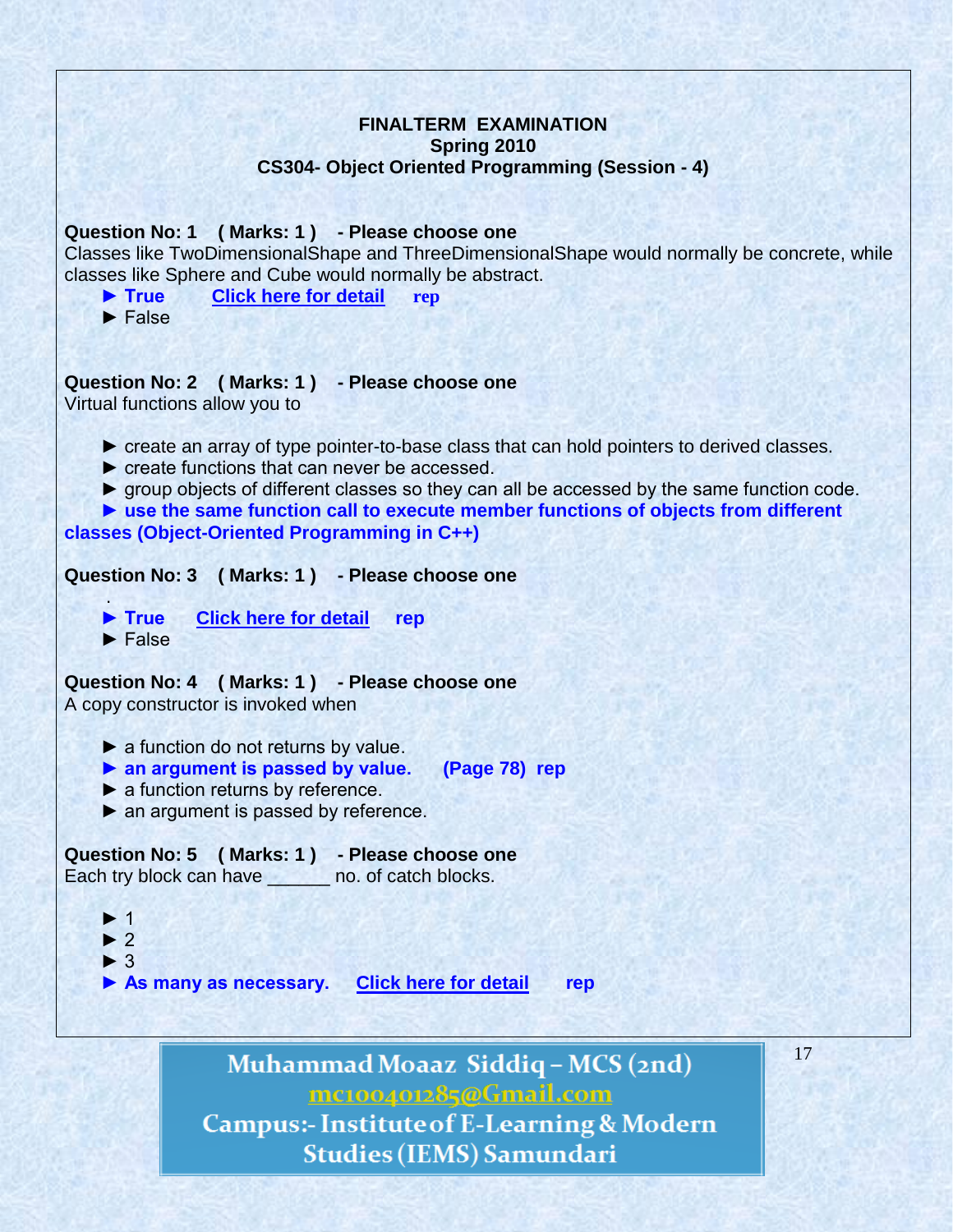**FINALTERM EXAMINATION**
**Spring 2010**
**CS304- Object Oriented Programming (Session - 4)**

**Question No: 1 ( Marks: 1 ) - Please choose one**

Classes like TwoDimensionalShape and ThreeDimensionalShape would normally be concrete, while classes like Sphere and Cube would normally be abstract.

► **True** **Click here for detail** **rep**
► False

**Question No: 2 ( Marks: 1 ) - Please choose one**

Virtual functions allow you to

► create an array of type pointer-to-base class that can hold pointers to derived classes.
► create functions that can never be accessed.
► group objects of different classes so they can all be accessed by the same function code.
► **use the same function call to execute member functions of objects from different classes (Object-Oriented Programming in C++)**

**Question No: 3 ( Marks: 1 ) - Please choose one**

.

► **True** **Click here for detail** **rep**
► False

**Question No: 4 ( Marks: 1 ) - Please choose one**

A copy constructor is invoked when

► a function do not returns by value.
► **an argument is passed by value. (Page 78) rep**
► a function returns by reference.
► an argument is passed by reference.

**Question No: 5 ( Marks: 1 ) - Please choose one**

Each try block can have ______ no. of catch blocks.

► 1
► 2
► 3
► **As many as necessary.** **Click here for detail** **rep**

**Muhammad Moaaz Siddiq – MCS (2nd)**
mc100401285@Gmail.com
**Campus:- Institute of E-Learning & Modern Studies (IEMS) Samundari**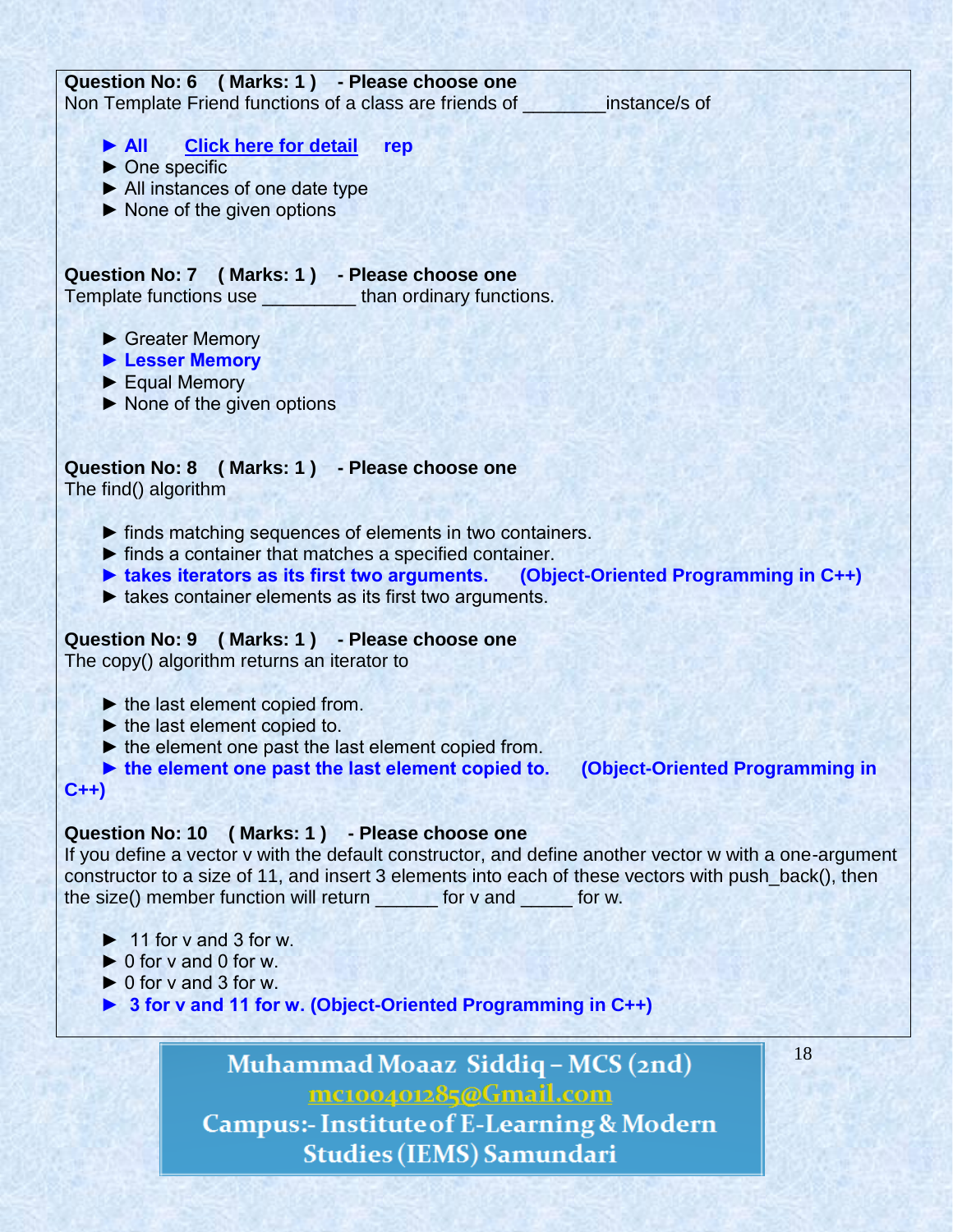**Question No: 6 ( Marks: 1 ) - Please choose one**
Non Template Friend functions of a class are friends of ________instance/s of

- ► **All** **Click here for detail** **rep**
- ► One specific
- ► All instances of one date type
- ► None of the given options

**Question No: 7 ( Marks: 1 ) - Please choose one**
Template functions use _________ than ordinary functions.

- ► Greater Memory
- ► **Lesser Memory**
- ► Equal Memory
- ► None of the given options

**Question No: 8 ( Marks: 1 ) - Please choose one**
The find() algorithm

- ► finds matching sequences of elements in two containers.
- ► finds a container that matches a specified container.
- ► **takes iterators as its first two arguments. (Object-Oriented Programming in C++)**
- ► takes container elements as its first two arguments.

**Question No: 9 ( Marks: 1 ) - Please choose one**
The copy() algorithm returns an iterator to

- ► the last element copied from.
- ► the last element copied to.
- ► the element one past the last element copied from.
- ► **the element one past the last element copied to. (Object-Oriented Programming in C++)**

**Question No: 10 ( Marks: 1 ) - Please choose one**
If you define a vector v with the default constructor, and define another vector w with a one-argument constructor to a size of 11, and insert 3 elements into each of these vectors with push_back(), then the size() member function will return ______ for v and _____ for w.

- ► 11 for v and 3 for w.
- ► 0 for v and 0 for w.
- ► 0 for v and 3 for w.
- ► **3 for v and 11 for w. (Object-Oriented Programming in C++)**

Muhammad Moaaz Siddiq – MCS (2nd)
mc100401285@Gmail.com
Campus:- Institute of E-Learning & Modern Studies (IEMS) Samundari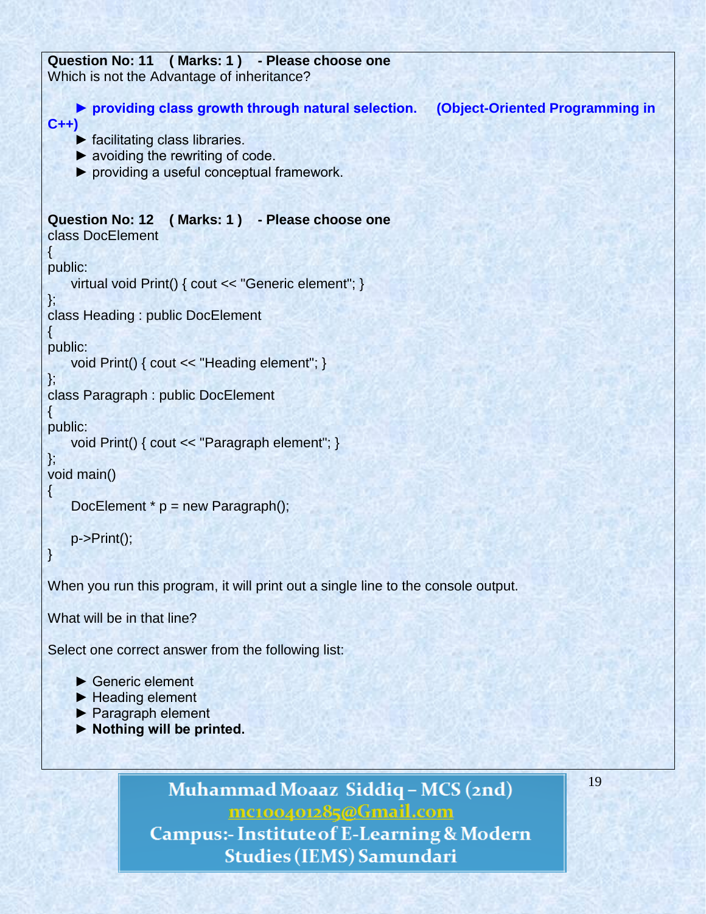**Question No: 11 ( Marks: 1 ) - Please choose one**
Which is not the Advantage of inheritance?

- **► providing class growth through natural selection. (Object-Oriented Programming in C++)**
- ► facilitating class libraries.
- ► avoiding the rewriting of code.
- ► providing a useful conceptual framework.

**Question No: 12 ( Marks: 1 ) - Please choose one**

```
class DocElement
{
public:
    virtual void Print() { cout << "Generic element"; }
};
class Heading : public DocElement
{
public:
    void Print() { cout << "Heading element"; }
};
class Paragraph : public DocElement
{
public:
    void Print() { cout << "Paragraph element"; }
};
void main()
{
    DocElement * p = new Paragraph();

    p->Print();
}
```

When you run this program, it will print out a single line to the console output.

What will be in that line?

Select one correct answer from the following list:

- ► Generic element
- ► Heading element
- ► Paragraph element
- **► Nothing will be printed.**

Muhammad Moaaz Siddiq – MCS (2nd)
mc100401285@Gmail.com
Campus:- Institute of E-Learning & Modern Studies (IEMS) Samundari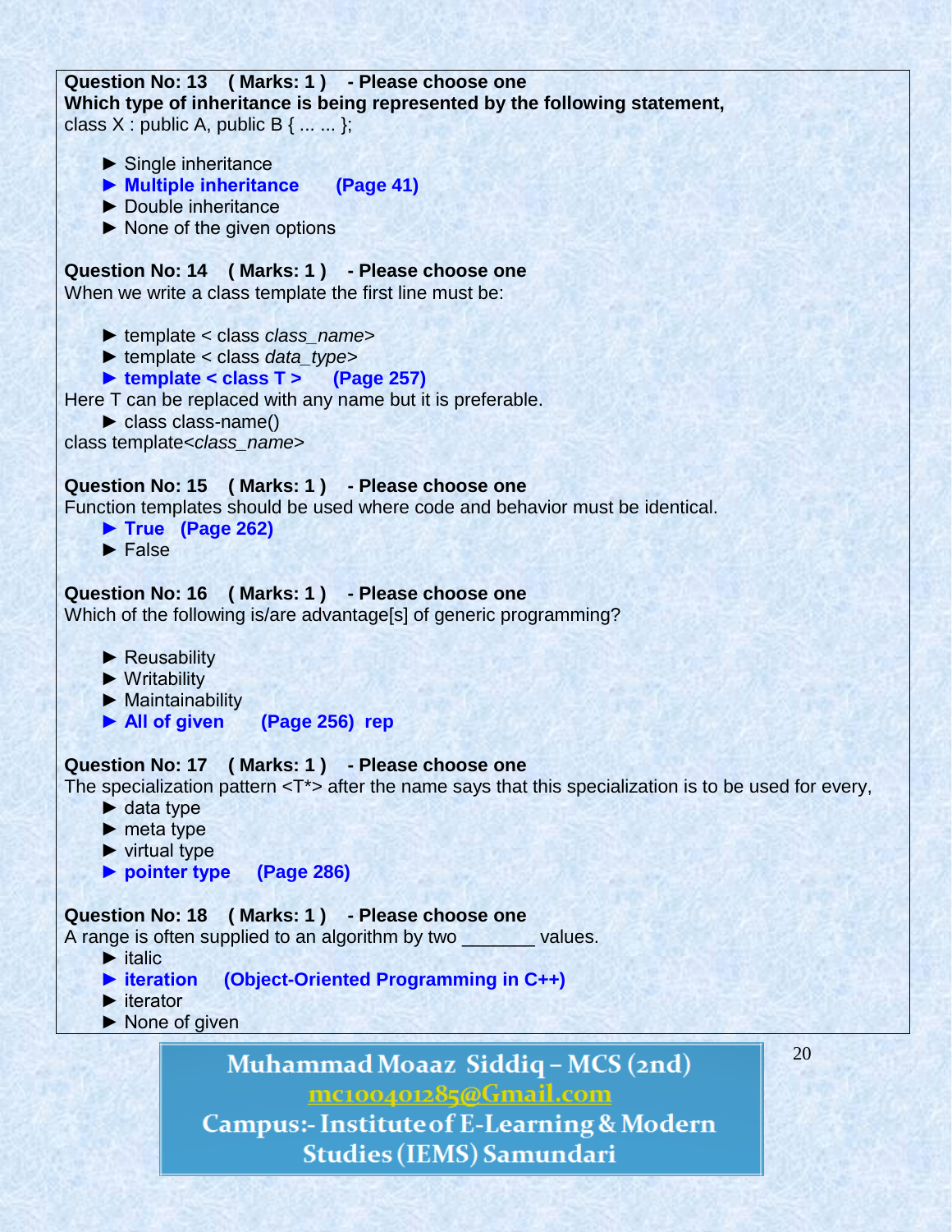**Question No: 13 ( Marks: 1 ) - Please choose one**
**Which type of inheritance is being represented by the following statement,**
class X : public A, public B { ... ... };

- ► Single inheritance
- **► Multiple inheritance (Page 41)**
- ► Double inheritance
- ► None of the given options

**Question No: 14 ( Marks: 1 ) - Please choose one**
When we write a class template the first line must be:

- ► template < class *class_name*>
- ► template < class *data_type*>
- **► template < class T > (Page 257)**

Here T can be replaced with any name but it is preferable.

- ► class class-name()

class template<*class_name*>

**Question No: 15 ( Marks: 1 ) - Please choose one**
Function templates should be used where code and behavior must be identical.

- **► True (Page 262)**
- ► False

**Question No: 16 ( Marks: 1 ) - Please choose one**
Which of the following is/are advantage[s] of generic programming?

- ► Reusability
- ► Writability
- ► Maintainability
- **► All of given (Page 256) rep**

**Question No: 17 ( Marks: 1 ) - Please choose one**
The specialization pattern <T*> after the name says that this specialization is to be used for every,

- ► data type
- ► meta type
- ► virtual type
- **► pointer type (Page 286)**

**Question No: 18 ( Marks: 1 ) - Please choose one**
A range is often supplied to an algorithm by two _______ values.

- ► italic
- **► iteration (Object-Oriented Programming in C++)**
- ► iterator
- ► None of given

Muhammad Moaaz Siddiq – MCS (2nd)
mc100401285@Gmail.com
Campus:- Institute of E-Learning & Modern Studies (IEMS) Samundari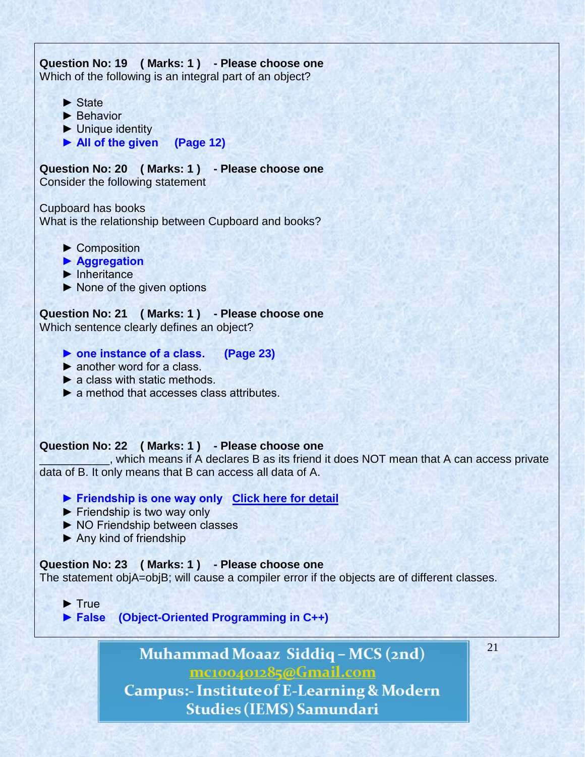**Question No: 19 ( Marks: 1 ) - Please choose one**
Which of the following is an integral part of an object?

- ► State
- ► Behavior
- ► Unique identity
- **► All of the given (Page 12)**

**Question No: 20 ( Marks: 1 ) - Please choose one**
Consider the following statement

Cupboard has books
What is the relationship between Cupboard and books?

- ► Composition
- **► Aggregation**
- ► Inheritance
- ► None of the given options

**Question No: 21 ( Marks: 1 ) - Please choose one**
Which sentence clearly defines an object?

- **► one instance of a class. (Page 23)**
- ► another word for a class.
- ► a class with static methods.
- ► a method that accesses class attributes.

**Question No: 22 ( Marks: 1 ) - Please choose one**
___________, which means if A declares B as its friend it does NOT mean that A can access private data of B. It only means that B can access all data of A.

- **► Friendship is one way only** Click here for detail
- ► Friendship is two way only
- ► NO Friendship between classes
- ► Any kind of friendship

**Question No: 23 ( Marks: 1 ) - Please choose one**
The statement objA=objB; will cause a compiler error if the objects are of different classes.

- ► True
- **► False (Object-Oriented Programming in C++)**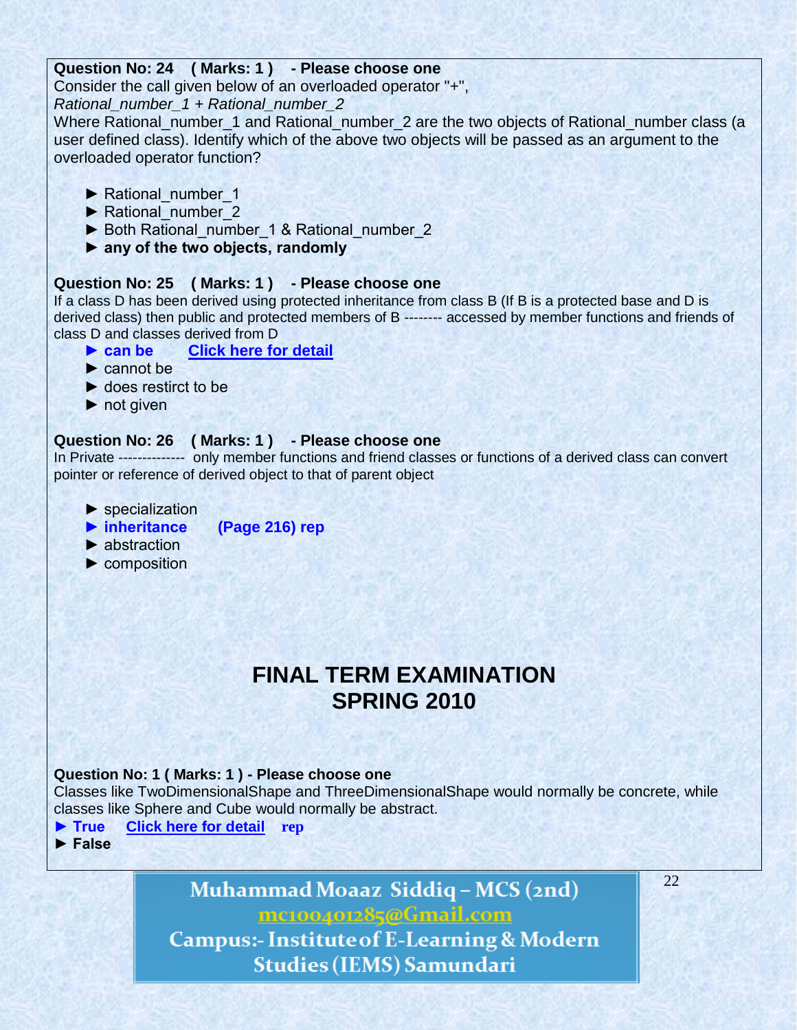**Question No: 24 ( Marks: 1 ) - Please choose one**

Consider the call given below of an overloaded operator "+",

*Rational_number_1 + Rational_number_2*

Where Rational_number_1 and Rational_number_2 are the two objects of Rational_number class (a user defined class). Identify which of the above two objects will be passed as an argument to the overloaded operator function?

► Rational_number_1
► Rational_number_2
► Both Rational_number_1 & Rational_number_2
► **any of the two objects, randomly**

**Question No: 25 ( Marks: 1 ) - Please choose one**

If a class D has been derived using protected inheritance from class B (If B is a protected base and D is derived class) then public and protected members of B -------- accessed by member functions and friends of class D and classes derived from D

► **can be** [Click here for detail]
► cannot be
► does restirct to be
► not given

**Question No: 26 ( Marks: 1 ) - Please choose one**

In Private -------------- only member functions and friend classes or functions of a derived class can convert pointer or reference of derived object to that of parent object

► specialization
► **inheritance** **(Page 216) rep**
► abstraction
► composition

# FINAL TERM EXAMINATION SPRING 2010

**Question No: 1 ( Marks: 1 ) - Please choose one**

Classes like TwoDimensionalShape and ThreeDimensionalShape would normally be concrete, while classes like Sphere and Cube would normally be abstract.

► **True** [Click here for detail] **rep**
► **False**

Muhammad Moaaz Siddiq – MCS (2nd)
mc100401285@Gmail.com
Campus:- Institute of E-Learning & Modern Studies (IEMS) Samundari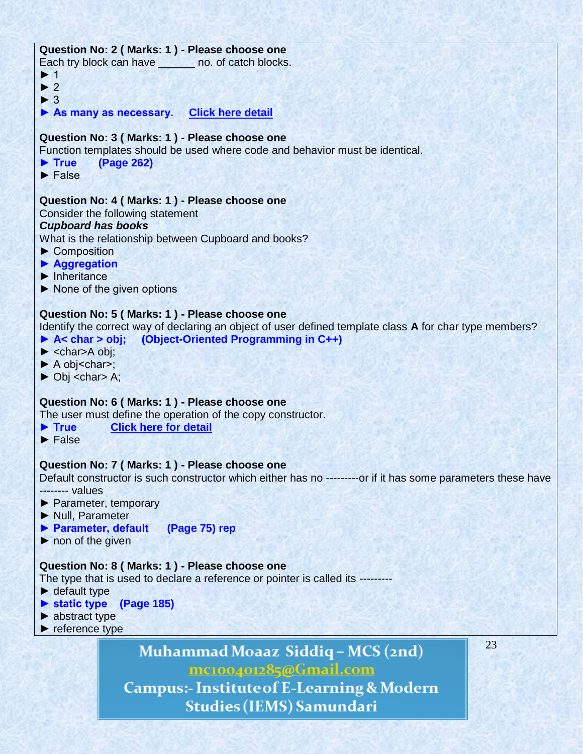**Question No: 2 ( Marks: 1 ) - Please choose one**

Each try block can have ______ no. of catch blocks.

► 1

► 2

► 3

► **As many as necessary.** **Click here detail**

**Question No: 3 ( Marks: 1 ) - Please choose one**

Function templates should be used where code and behavior must be identical.

► **True** **(Page 262)**

► False

**Question No: 4 ( Marks: 1 ) - Please choose one**

Consider the following statement

***Cupboard has books***

What is the relationship between Cupboard and books?

► Composition

► **Aggregation**

► Inheritance

► None of the given options

**Question No: 5 ( Marks: 1 ) - Please choose one**

Identify the correct way of declaring an object of user defined template class **A** for char type members?

► **A< char > obj;** **(Object-Oriented Programming in C++)**

► <char>A obj;

► A obj<char>;

► Obj <char> A;

**Question No: 6 ( Marks: 1 ) - Please choose one**

The user must define the operation of the copy constructor.

► **True** **Click here for detail**

► False

**Question No: 7 ( Marks: 1 ) - Please choose one**

Default constructor is such constructor which either has no ---------or if it has some parameters these have -------- values

► Parameter, temporary

► Null, Parameter

► **Parameter, default** **(Page 75) rep**

► non of the given

**Question No: 8 ( Marks: 1 ) - Please choose one**

The type that is used to declare a reference or pointer is called its ---------

► default type

► **static type** **(Page 185)**

► abstract type

► reference type

Muhammad Moaaz Siddiq – MCS (2nd)
mc100401285@Gmail.com
Campus:- Institute of E-Learning & Modern Studies (IEMS) Samundari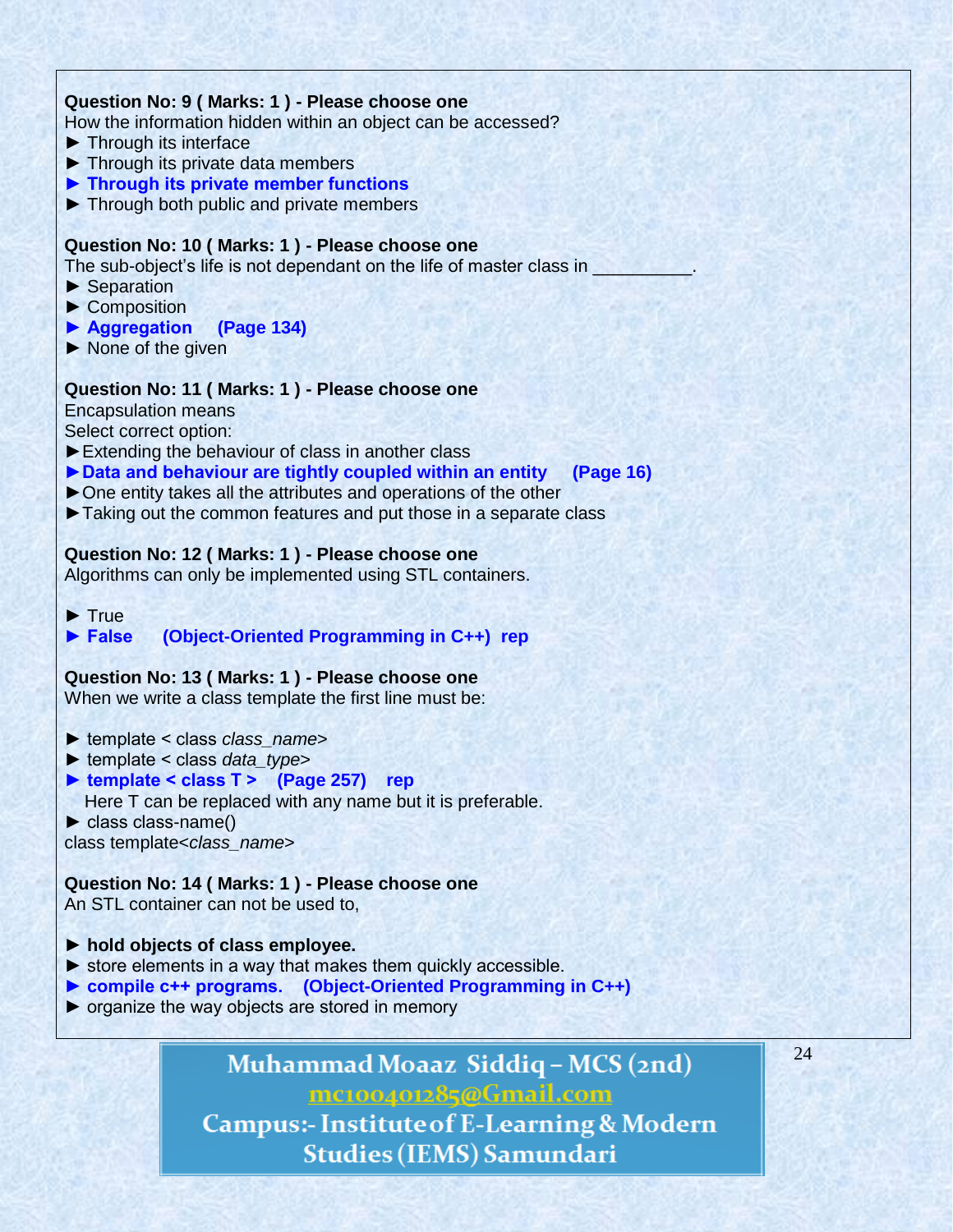**Question No: 9 ( Marks: 1 ) - Please choose one**

How the information hidden within an object can be accessed?

- ► Through its interface
- ► Through its private data members
- **► Through its private member functions**
- ► Through both public and private members

**Question No: 10 ( Marks: 1 ) - Please choose one**

The sub-object's life is not dependant on the life of master class in __________.

- ► Separation
- ► Composition
- **► Aggregation (Page 134)**
- ► None of the given

**Question No: 11 ( Marks: 1 ) - Please choose one**

Encapsulation means

Select correct option:

- ►Extending the behaviour of class in another class
- **►Data and behaviour are tightly coupled within an entity (Page 16)**
- ►One entity takes all the attributes and operations of the other
- ►Taking out the common features and put those in a separate class

**Question No: 12 ( Marks: 1 ) - Please choose one**

Algorithms can only be implemented using STL containers.

- ► True
- **► False (Object-Oriented Programming in C++) rep**

**Question No: 13 ( Marks: 1 ) - Please choose one**

When we write a class template the first line must be:

- ► template < class *class_name*>
- ► template < class *data_type*>
- **► template < class T > (Page 257) rep**

  Here T can be replaced with any name but it is preferable.
- ► class class-name()

class template<*class_name*>

**Question No: 14 ( Marks: 1 ) - Please choose one**

An STL container can not be used to,

- **► hold objects of class employee.**
- ► store elements in a way that makes them quickly accessible.
- **► compile c++ programs. (Object-Oriented Programming in C++)**
- ► organize the way objects are stored in memory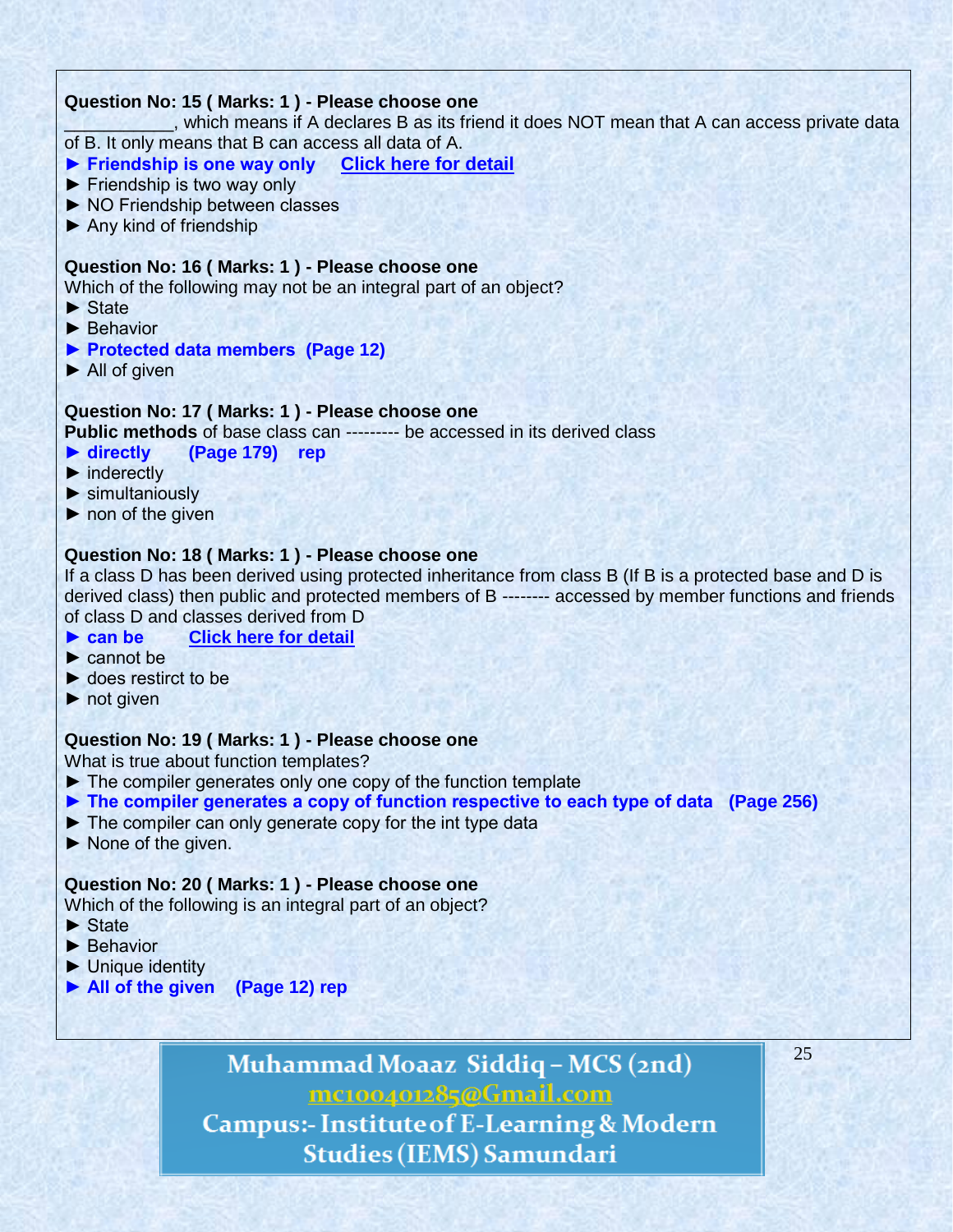**Question No: 15 ( Marks: 1 ) - Please choose one**

___________, which means if A declares B as its friend it does NOT mean that A can access private data of B. It only means that B can access all data of A.

► **Friendship is one way only** Click here for detail
► Friendship is two way only
► NO Friendship between classes
► Any kind of friendship

**Question No: 16 ( Marks: 1 ) - Please choose one**

Which of the following may not be an integral part of an object?

► State
► Behavior
► **Protected data members (Page 12)**
► All of given

**Question No: 17 ( Marks: 1 ) - Please choose one**

**Public methods** of base class can --------- be accessed in its derived class

► **directly (Page 179) rep**
► inderectly
► simultaniously
► non of the given

**Question No: 18 ( Marks: 1 ) - Please choose one**

If a class D has been derived using protected inheritance from class B (If B is a protected base and D is derived class) then public and protected members of B -------- accessed by member functions and friends of class D and classes derived from D

► **can be** Click here for detail
► cannot be
► does restirct to be
► not given

**Question No: 19 ( Marks: 1 ) - Please choose one**

What is true about function templates?

► The compiler generates only one copy of the function template
► **The compiler generates a copy of function respective to each type of data (Page 256)**
► The compiler can only generate copy for the int type data
► None of the given.

**Question No: 20 ( Marks: 1 ) - Please choose one**

Which of the following is an integral part of an object?

► State
► Behavior
► Unique identity
► **All of the given (Page 12) rep**

Muhammad Moaaz Siddiq – MCS (2nd)
mc100401285@Gmail.com
Campus:- Institute of E-Learning & Modern Studies (IEMS) Samundari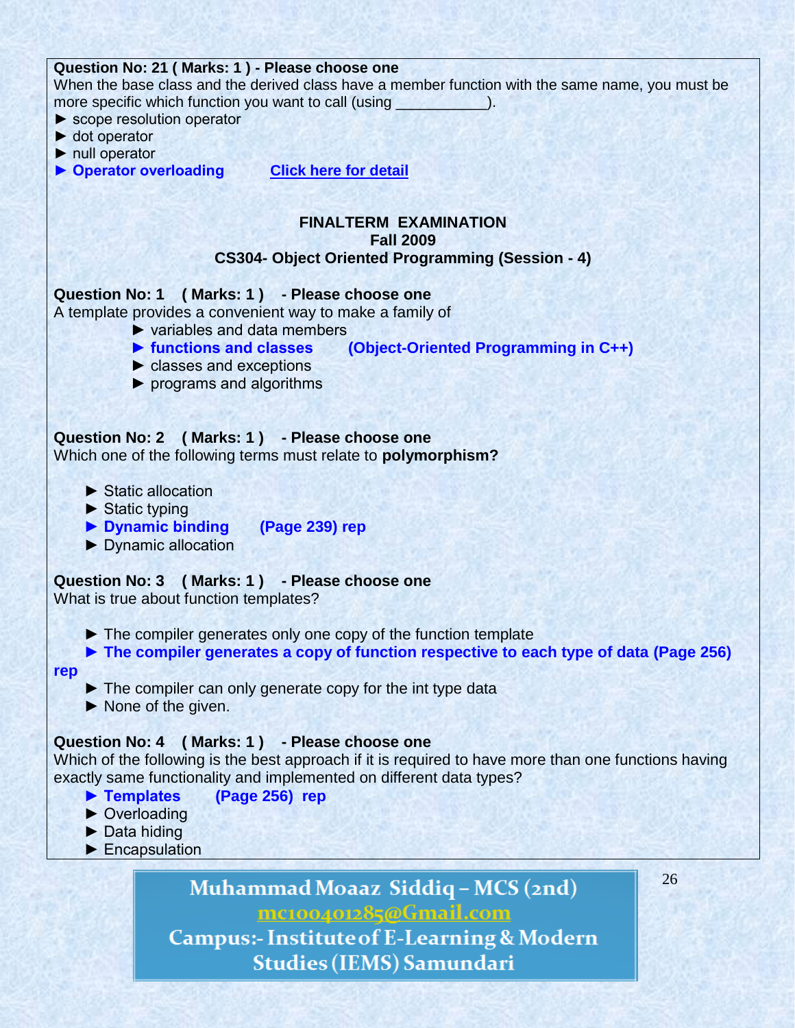**Question No: 21 ( Marks: 1 ) - Please choose one**
When the base class and the derived class have a member function with the same name, you must be more specific which function you want to call (using ___________).

► scope resolution operator
► dot operator
► null operator
► **Operator overloading** **Click here for detail**

**FINALTERM EXAMINATION**
**Fall 2009**
**CS304- Object Oriented Programming (Session - 4)**

**Question No: 1 ( Marks: 1 ) - Please choose one**
A template provides a convenient way to make a family of

► variables and data members
► **functions and classes** **(Object-Oriented Programming in C++)**
► classes and exceptions
► programs and algorithms

**Question No: 2 ( Marks: 1 ) - Please choose one**
Which one of the following terms must relate to **polymorphism?**

► Static allocation
► Static typing
► **Dynamic binding** **(Page 239) rep**
► Dynamic allocation

**Question No: 3 ( Marks: 1 ) - Please choose one**
What is true about function templates?

► The compiler generates only one copy of the function template
► **The compiler generates a copy of function respective to each type of data (Page 256) rep**
► The compiler can only generate copy for the int type data
► None of the given.

**Question No: 4 ( Marks: 1 ) - Please choose one**
Which of the following is the best approach if it is required to have more than one functions having exactly same functionality and implemented on different data types?

► **Templates** **(Page 256) rep**
► Overloading
► Data hiding
► Encapsulation

Muhammad Moaaz Siddiq – MCS (2nd)
mc100401285@Gmail.com
Campus:- Institute of E-Learning & Modern Studies (IEMS) Samundari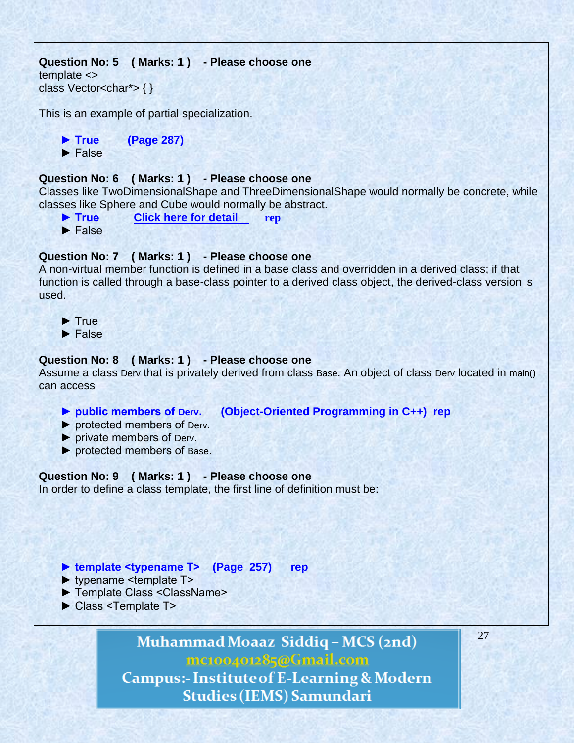**Question No: 5 ( Marks: 1 ) - Please choose one**

template <>
class Vector<char*> { }

This is an example of partial specialization.

- ► **True (Page 287)**
- ► False

**Question No: 6 ( Marks: 1 ) - Please choose one**

Classes like TwoDimensionalShape and ThreeDimensionalShape would normally be concrete, while classes like Sphere and Cube would normally be abstract.

- ► **True** Click here for detail **rep**
- ► False

**Question No: 7 ( Marks: 1 ) - Please choose one**

A non-virtual member function is defined in a base class and overridden in a derived class; if that function is called through a base-class pointer to a derived class object, the derived-class version is used.

- ► True
- ► False

**Question No: 8 ( Marks: 1 ) - Please choose one**

Assume a class Derv that is privately derived from class Base. An object of class Derv located in main() can access

- ► **public members of Derv. (Object-Oriented Programming in C++) rep**
- ► protected members of Derv.
- ► private members of Derv.
- ► protected members of Base.

**Question No: 9 ( Marks: 1 ) - Please choose one**

In order to define a class template, the first line of definition must be:

- ► **template <typename T> (Page 257) rep**
- ► typename <template T>
- ► Template Class <ClassName>
- ► Class <Template T>

Muhammad Moaaz Siddiq – MCS (2nd)
mc100401285@Gmail.com
Campus:- Institute of E-Learning & Modern Studies (IEMS) Samundari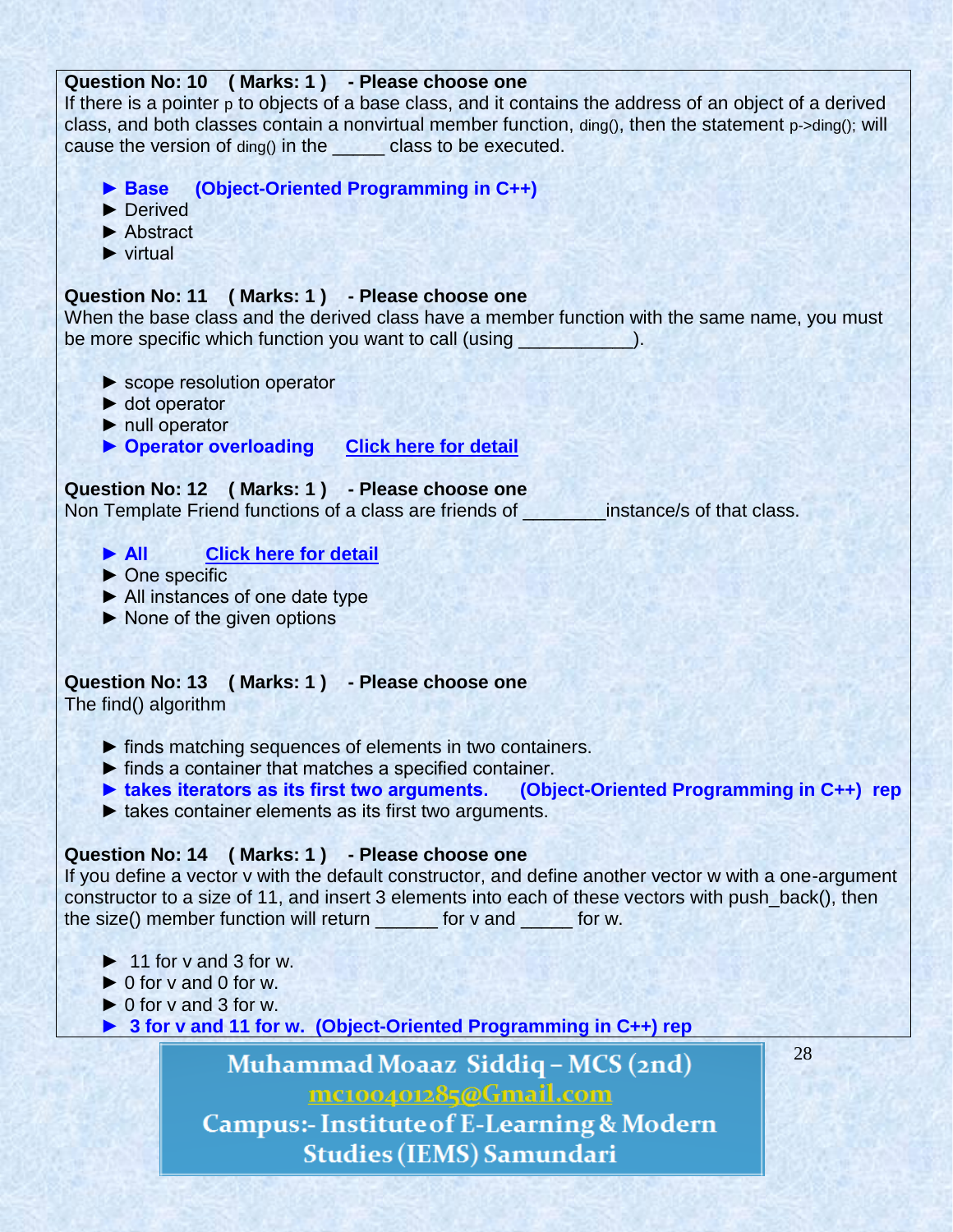**Question No: 10 ( Marks: 1 ) - Please choose one**

If there is a pointer p to objects of a base class, and it contains the address of an object of a derived class, and both classes contain a nonvirtual member function, ding(), then the statement p->ding(); will cause the version of ding() in the _____ class to be executed.

- ► **Base (Object-Oriented Programming in C++)**
- ► Derived
- ► Abstract
- ► virtual

**Question No: 11 ( Marks: 1 ) - Please choose one**

When the base class and the derived class have a member function with the same name, you must be more specific which function you want to call (using ___________).

- ► scope resolution operator
- ► dot operator
- ► null operator
- ► **Operator overloading** Click here for detail

**Question No: 12 ( Marks: 1 ) - Please choose one**

Non Template Friend functions of a class are friends of ________instance/s of that class.

- ► **All** Click here for detail
- ► One specific
- ► All instances of one date type
- ► None of the given options

**Question No: 13 ( Marks: 1 ) - Please choose one**

The find() algorithm

- ► finds matching sequences of elements in two containers.
- ► finds a container that matches a specified container.
- ► **takes iterators as its first two arguments. (Object-Oriented Programming in C++) rep**
- ► takes container elements as its first two arguments.

**Question No: 14 ( Marks: 1 ) - Please choose one**

If you define a vector v with the default constructor, and define another vector w with a one-argument constructor to a size of 11, and insert 3 elements into each of these vectors with push_back(), then the size() member function will return ______ for v and _____ for w.

- ► 11 for v and 3 for w.
- ► 0 for v and 0 for w.
- ► 0 for v and 3 for w.
- ► **3 for v and 11 for w. (Object-Oriented Programming in C++) rep**

Muhammad Moaaz Siddiq – MCS (2nd)
mc100401285@Gmail.com
Campus:- Institute of E-Learning & Modern Studies (IEMS) Samundari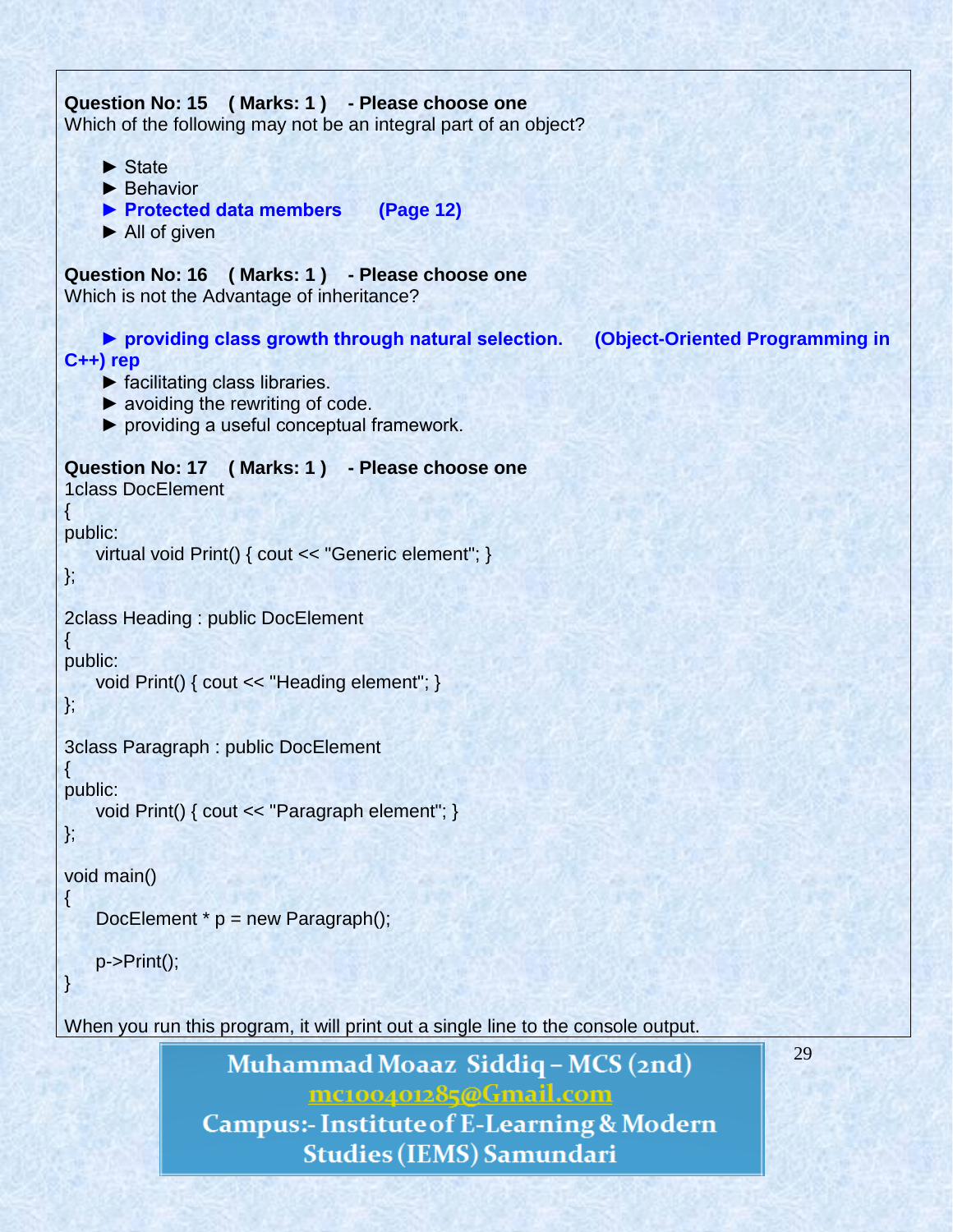**Question No: 15 ( Marks: 1 ) - Please choose one**
Which of the following may not be an integral part of an object?

► State
► Behavior
► **Protected data members (Page 12)**
► All of given

**Question No: 16 ( Marks: 1 ) - Please choose one**
Which is not the Advantage of inheritance?

► **providing class growth through natural selection. (Object-Oriented Programming in C++) rep**
► facilitating class libraries.
► avoiding the rewriting of code.
► providing a useful conceptual framework.

**Question No: 17 ( Marks: 1 ) - Please choose one**

```
1class DocElement
{
public:
    virtual void Print() { cout << "Generic element"; }
};

2class Heading : public DocElement
{
public:
    void Print() { cout << "Heading element"; }
};

3class Paragraph : public DocElement
{
public:
    void Print() { cout << "Paragraph element"; }
};

void main()
{
    DocElement * p = new Paragraph();

    p->Print();
}
```

When you run this program, it will print out a single line to the console output.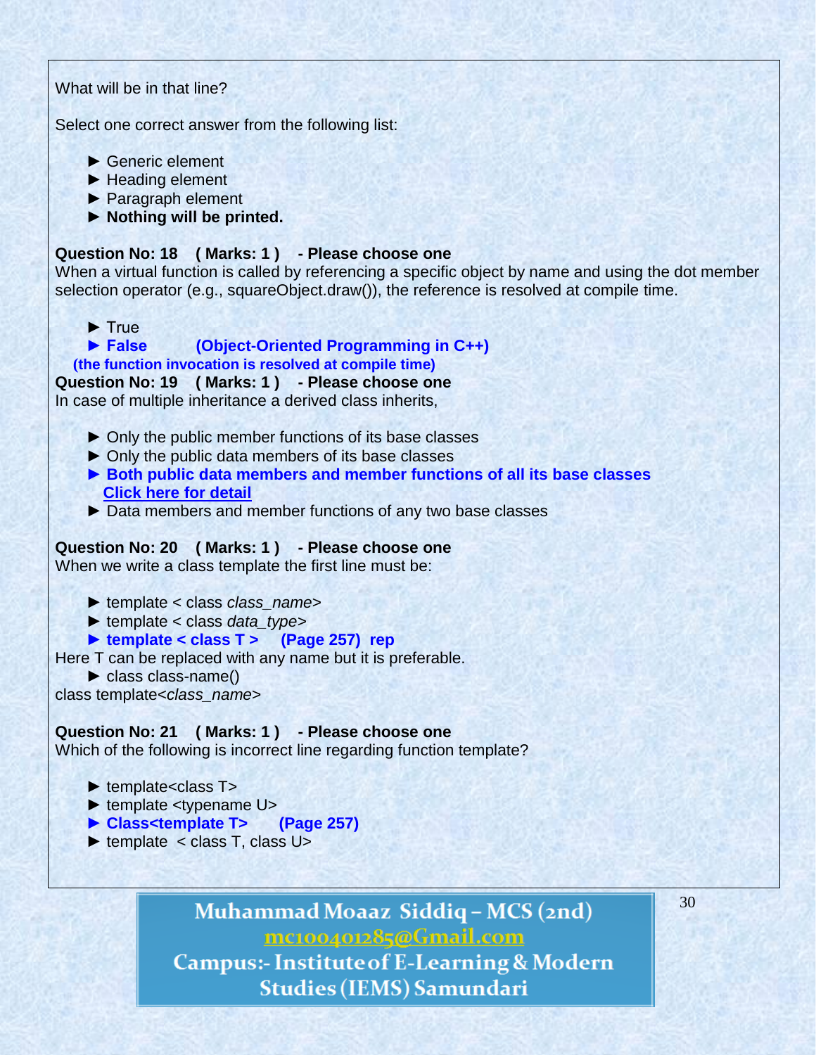What will be in that line?

Select one correct answer from the following list:

- ► Generic element
- ► Heading element
- ► Paragraph element
- **► Nothing will be printed.**

**Question No: 18 ( Marks: 1 ) - Please choose one**
When a virtual function is called by referencing a specific object by name and using the dot member selection operator (e.g., squareObject.draw()), the reference is resolved at compile time.

- ► True
- **► False (Object-Oriented Programming in C++)**

**(the function invocation is resolved at compile time)**

**Question No: 19 ( Marks: 1 ) - Please choose one**
In case of multiple inheritance a derived class inherits,

- ► Only the public member functions of its base classes
- ► Only the public data members of its base classes
- **► Both public data members and member functions of all its base classes**
  **Click here for detail**
- ► Data members and member functions of any two base classes

**Question No: 20 ( Marks: 1 ) - Please choose one**
When we write a class template the first line must be:

- ► template < class *class_name*>
- ► template < class *data_type*>
- **► template < class T > (Page 257) rep**

Here T can be replaced with any name but it is preferable.

- ► class class-name()

class template<*class_name*>

**Question No: 21 ( Marks: 1 ) - Please choose one**
Which of the following is incorrect line regarding function template?

- ► template<class T>
- ► template <typename U>
- **► Class<template T> (Page 257)**
- ► template < class T, class U>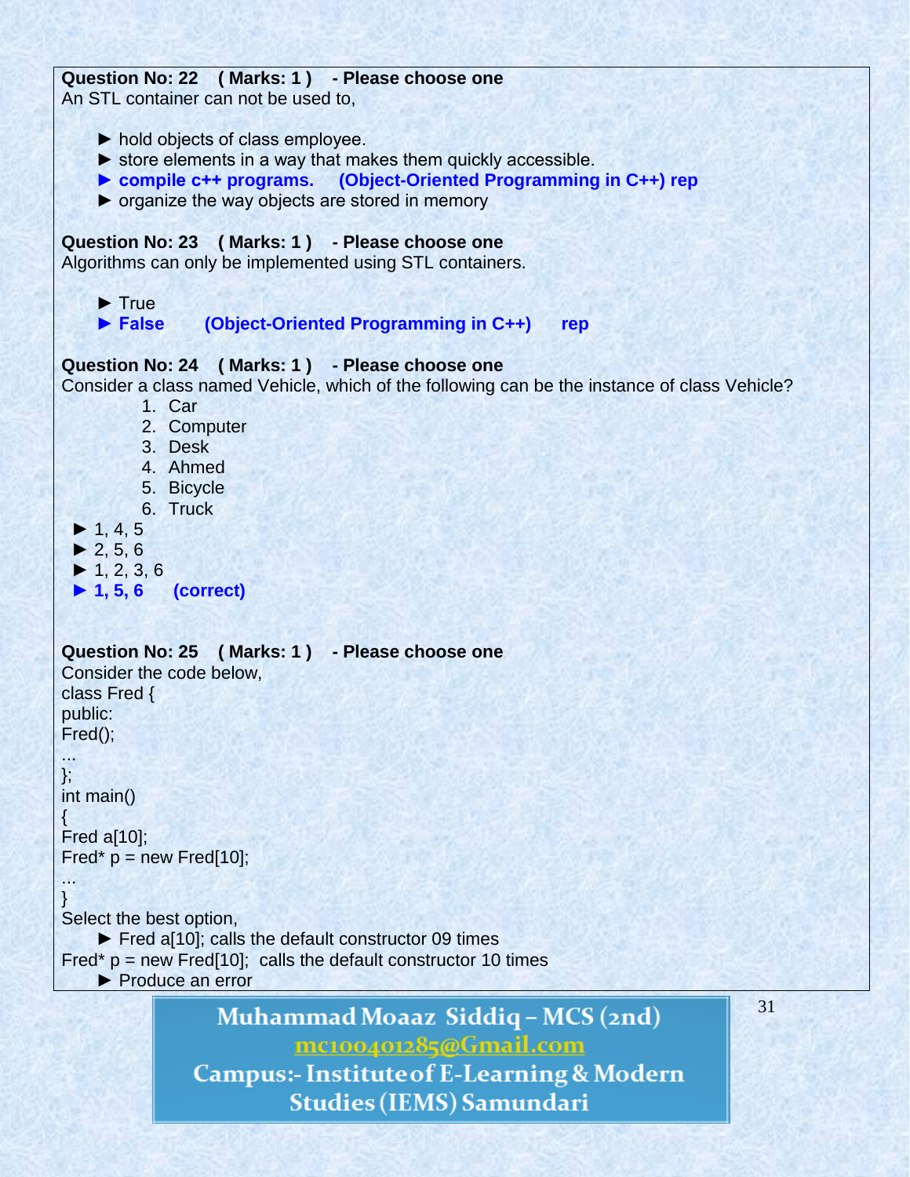**Question No: 22 ( Marks: 1 ) - Please choose one**
An STL container can not be used to,

► hold objects of class employee.
► store elements in a way that makes them quickly accessible.
► **compile c++ programs. (Object-Oriented Programming in C++) rep**
► organize the way objects are stored in memory

**Question No: 23 ( Marks: 1 ) - Please choose one**
Algorithms can only be implemented using STL containers.

► True
► **False (Object-Oriented Programming in C++) rep**

**Question No: 24 ( Marks: 1 ) - Please choose one**
Consider a class named Vehicle, which of the following can be the instance of class Vehicle?

1. Car
2. Computer
3. Desk
4. Ahmed
5. Bicycle
6. Truck

► 1, 4, 5
► 2, 5, 6
► 1, 2, 3, 6
► **1, 5, 6 (correct)**

**Question No: 25 ( Marks: 1 ) - Please choose one**
Consider the code below,

```
class Fred {
public:
Fred();
...
};
int main()
{
Fred a[10];
Fred* p = new Fred[10];
...
}
```

Select the best option,

► Fred a[10]; calls the default constructor 09 times
Fred* p = new Fred[10]; calls the default constructor 10 times
► Produce an error

Muhammad Moaaz Siddiq – MCS (2nd)
mc100401285@Gmail.com
Campus:- Institute of E-Learning & Modern Studies (IEMS) Samundari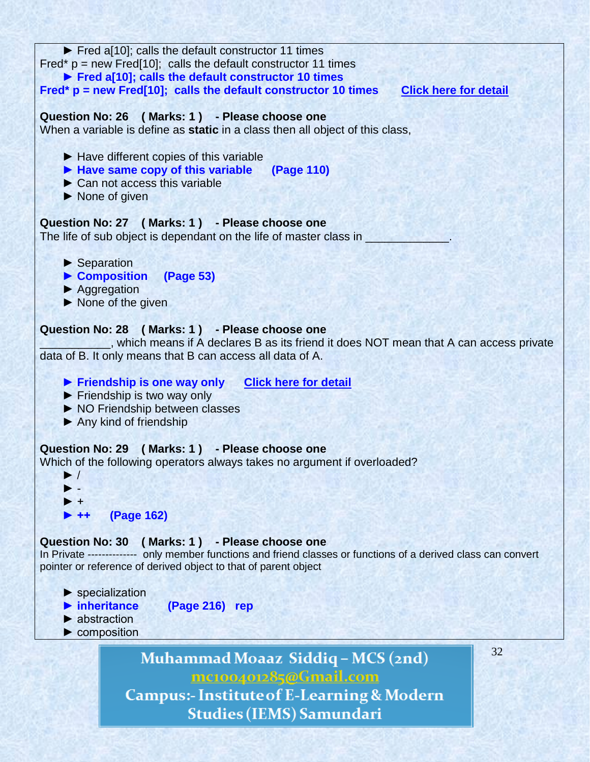► Fred a[10]; calls the default constructor 11 times
Fred* p = new Fred[10]; calls the default constructor 11 times

► **Fred a[10]; calls the default constructor 10 times**
**Fred* p = new Fred[10]; calls the default constructor 10 times** **Click here for detail**

**Question No: 26 ( Marks: 1 ) - Please choose one**
When a variable is define as **static** in a class then all object of this class,

► Have different copies of this variable
► **Have same copy of this variable (Page 110)**
► Can not access this variable
► None of given

**Question No: 27 ( Marks: 1 ) - Please choose one**
The life of sub object is dependant on the life of master class in _____________.

► Separation
► **Composition (Page 53)**
► Aggregation
► None of the given

**Question No: 28 ( Marks: 1 ) - Please choose one**
___________, which means if A declares B as its friend it does NOT mean that A can access private data of B. It only means that B can access all data of A.

► **Friendship is one way only** **Click here for detail**
► Friendship is two way only
► NO Friendship between classes
► Any kind of friendship

**Question No: 29 ( Marks: 1 ) - Please choose one**
Which of the following operators always takes no argument if overloaded?

► /
► -
► +
► **++ (Page 162)**

**Question No: 30 ( Marks: 1 ) - Please choose one**
In Private ------------- only member functions and friend classes or functions of a derived class can convert pointer or reference of derived object to that of parent object

► specialization
► **inheritance (Page 216) rep**
► abstraction
► composition

**Muhammad Moaaz Siddiq – MCS (2nd)**
mc100401285@Gmail.com
**Campus:- Institute of E-Learning & Modern Studies (IEMS) Samundari**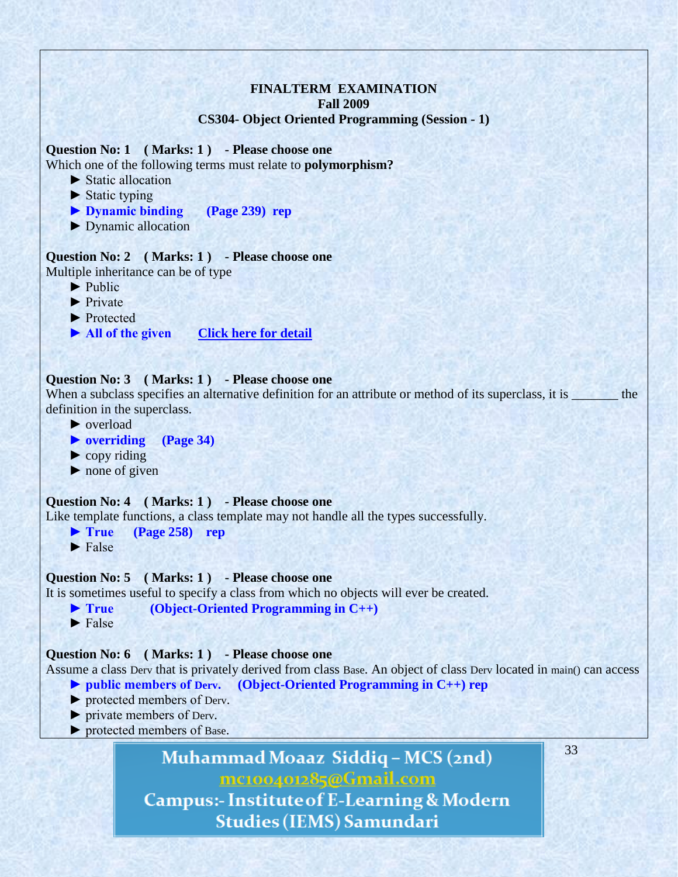**FINALTERM EXAMINATION**
**Fall 2009**
**CS304- Object Oriented Programming (Session - 1)**

**Question No: 1 ( Marks: 1 ) - Please choose one**
Which one of the following terms must relate to **polymorphism?**

► Static allocation
► Static typing
► **Dynamic binding (Page 239) rep**
► Dynamic allocation

**Question No: 2 ( Marks: 1 ) - Please choose one**
Multiple inheritance can be of type

► Public
► Private
► Protected
► **All of the given** **Click here for detail**

**Question No: 3 ( Marks: 1 ) - Please choose one**
When a subclass specifies an alternative definition for an attribute or method of its superclass, it is _______ the definition in the superclass.

► overload
► **overriding (Page 34)**
► copy riding
► none of given

**Question No: 4 ( Marks: 1 ) - Please choose one**
Like template functions, a class template may not handle all the types successfully.

► **True (Page 258) rep**
► False

**Question No: 5 ( Marks: 1 ) - Please choose one**
It is sometimes useful to specify a class from which no objects will ever be created.

► **True (Object-Oriented Programming in C++)**
► False

**Question No: 6 ( Marks: 1 ) - Please choose one**
Assume a class Derv that is privately derived from class Base. An object of class Derv located in main() can access

► **public members of Derv. (Object-Oriented Programming in C++) rep**
► protected members of Derv.
► private members of Derv.
► protected members of Base.

Muhammad Moaaz Siddiq – MCS (2nd)
mc100401285@Gmail.com
Campus:- Institute of E-Learning & Modern Studies (IEMS) Samundari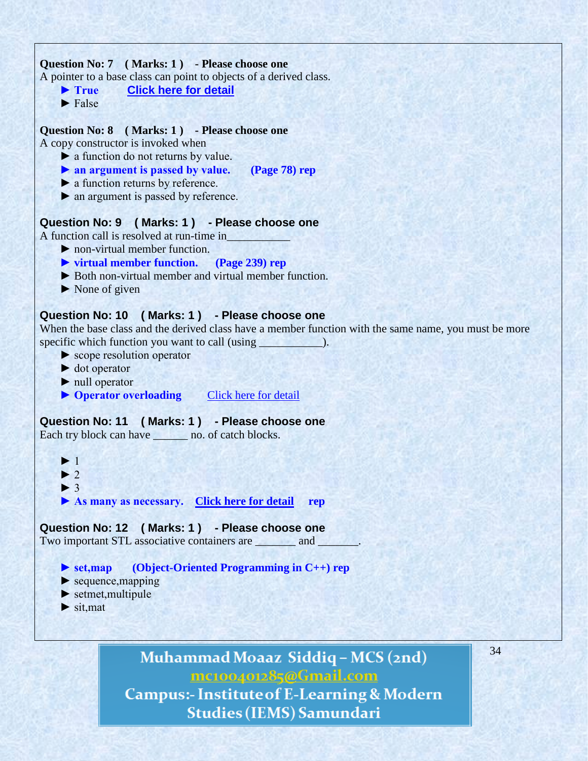**Question No: 7 ( Marks: 1 ) - Please choose one**
A pointer to a base class can point to objects of a derived class.

- ► **True** Click here for detail
- ► False

**Question No: 8 ( Marks: 1 ) - Please choose one**
A copy constructor is invoked when

- ► a function do not returns by value.
- ► **an argument is passed by value. (Page 78) rep**
- ► a function returns by reference.
- ► an argument is passed by reference.

**Question No: 9 ( Marks: 1 ) - Please choose one**
A function call is resolved at run-time in___________

- ► non-virtual member function.
- ► **virtual member function. (Page 239) rep**
- ► Both non-virtual member and virtual member function.
- ► None of given

**Question No: 10 ( Marks: 1 ) - Please choose one**
When the base class and the derived class have a member function with the same name, you must be more specific which function you want to call (using ___________).

- ► scope resolution operator
- ► dot operator
- ► null operator
- ► **Operator overloading** Click here for detail

**Question No: 11 ( Marks: 1 ) - Please choose one**
Each try block can have ______ no. of catch blocks.

- ► 1
- ► 2
- ► 3
- ► **As many as necessary.** Click here for detail **rep**

**Question No: 12 ( Marks: 1 ) - Please choose one**
Two important STL associative containers are _______ and _______.

- ► **set,map (Object-Oriented Programming in C++) rep**
- ► sequence,mapping
- ► setmet,multipule
- ► sit,mat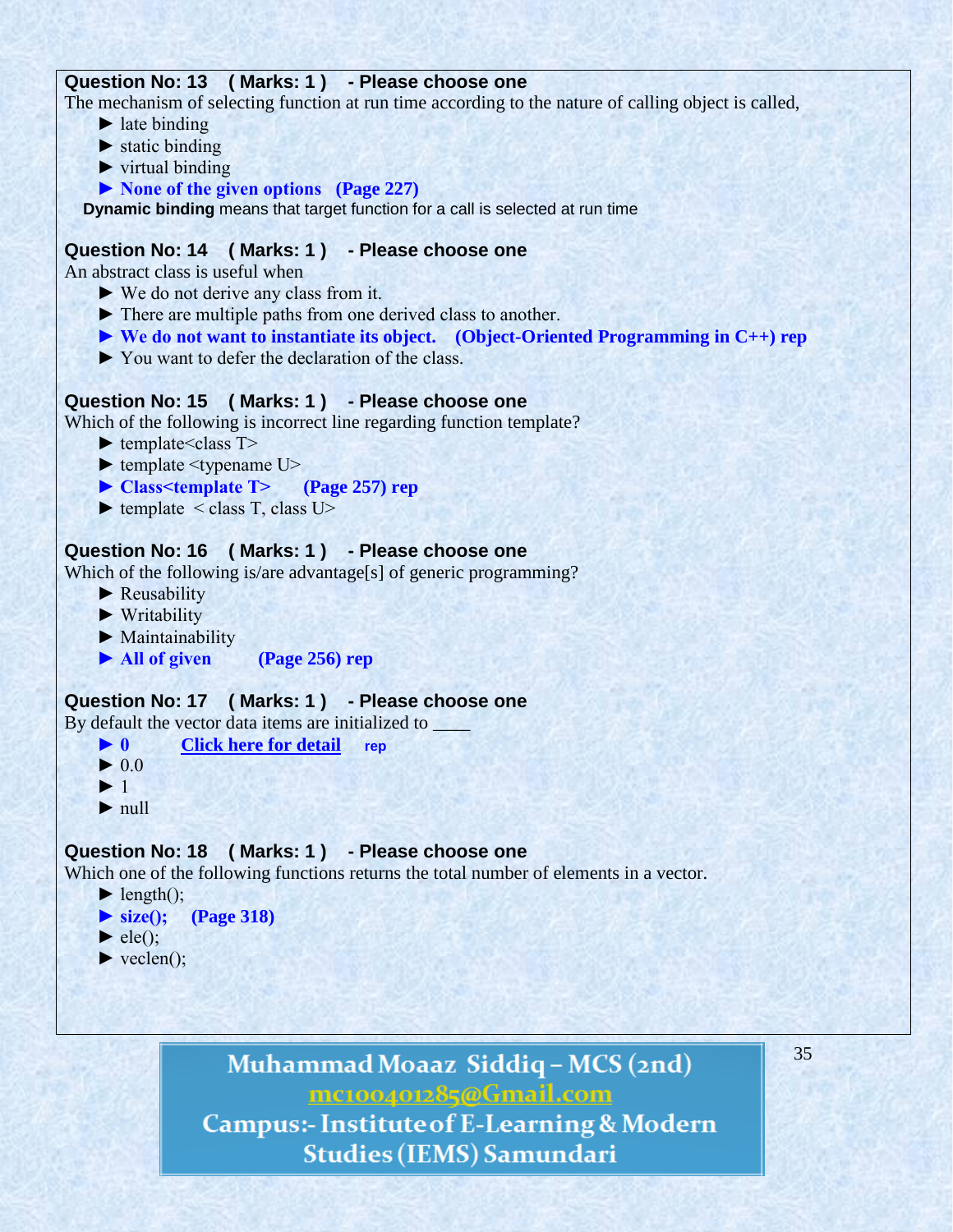**Question No: 13 ( Marks: 1 ) - Please choose one**

The mechanism of selecting function at run time according to the nature of calling object is called,

- ► late binding
- ► static binding
- ► virtual binding
- ► **None of the given options (Page 227)**

**Dynamic binding** means that target function for a call is selected at run time

**Question No: 14 ( Marks: 1 ) - Please choose one**

An abstract class is useful when

- ► We do not derive any class from it.
- ► There are multiple paths from one derived class to another.
- ► **We do not want to instantiate its object. (Object-Oriented Programming in C++) rep**
- ► You want to defer the declaration of the class.

**Question No: 15 ( Marks: 1 ) - Please choose one**

Which of the following is incorrect line regarding function template?

- ► template<class T>
- ► template <typename U>
- ► **Class<template T> (Page 257) rep**
- ► template < class T, class U>

**Question No: 16 ( Marks: 1 ) - Please choose one**

Which of the following is/are advantage[s] of generic programming?

- ► Reusability
- ► Writability
- ► Maintainability
- ► **All of given (Page 256) rep**

**Question No: 17 ( Marks: 1 ) - Please choose one**

By default the vector data items are initialized to ____

- ► **0** [Click here for detail](#) **rep**
- ► 0.0
- ► 1
- ► null

**Question No: 18 ( Marks: 1 ) - Please choose one**

Which one of the following functions returns the total number of elements in a vector.

- ► length();
- ► **size(); (Page 318)**
- ► ele();
- ► veclen();

Muhammad Moaaz Siddiq – MCS (2nd)
mc100401285@Gmail.com
Campus:- Institute of E-Learning & Modern Studies (IEMS) Samundari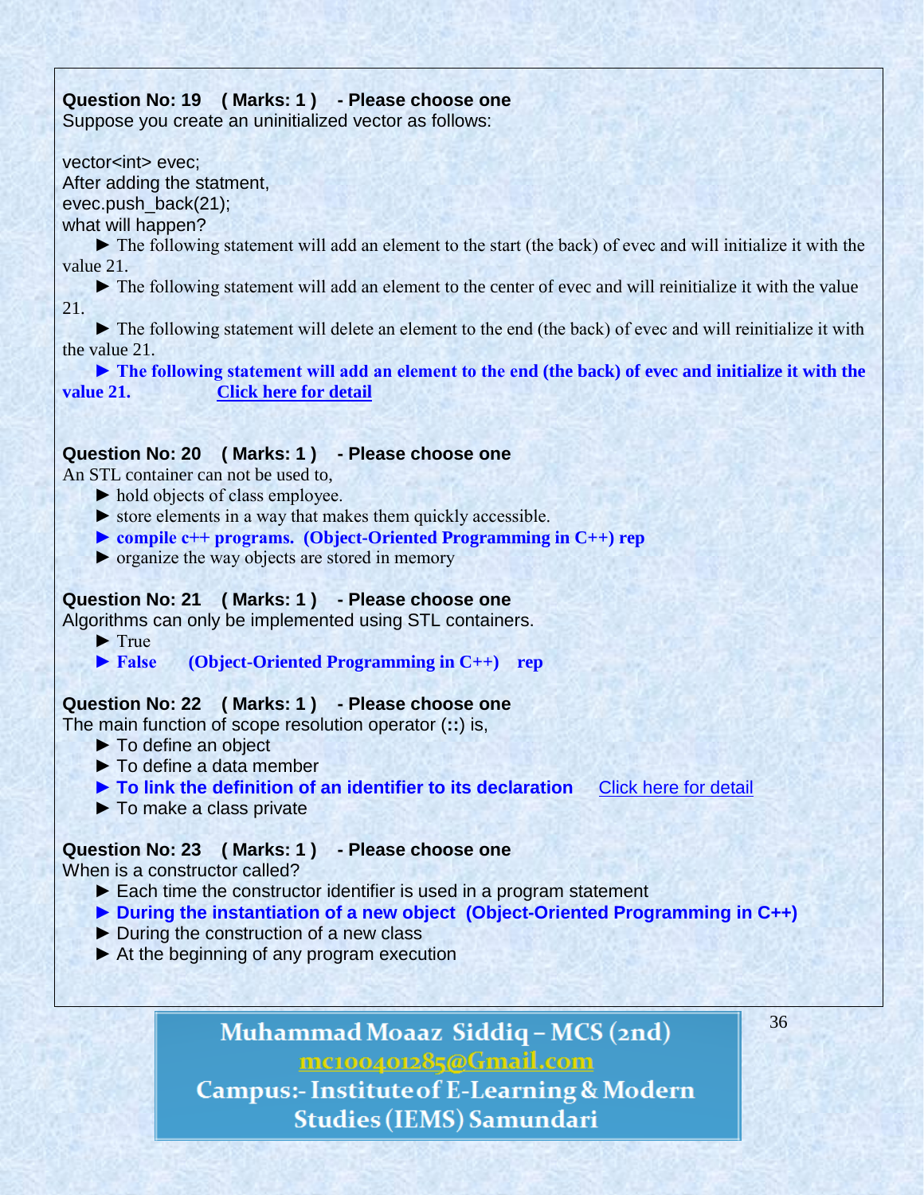**Question No: 19 ( Marks: 1 ) - Please choose one**

Suppose you create an uninitialized vector as follows:

vector<int> evec;
After adding the statment,
evec.push_back(21);
what will happen?

► The following statement will add an element to the start (the back) of evec and will initialize it with the value 21.

► The following statement will add an element to the center of evec and will reinitialize it with the value 21.

► The following statement will delete an element to the end (the back) of evec and will reinitialize it with the value 21.

► **The following statement will add an element to the end (the back) of evec and initialize it with the value 21.** Click here for detail

**Question No: 20 ( Marks: 1 ) - Please choose one**

An STL container can not be used to,

► hold objects of class employee.

► store elements in a way that makes them quickly accessible.

► **compile c++ programs. (Object-Oriented Programming in C++) rep**

► organize the way objects are stored in memory

**Question No: 21 ( Marks: 1 ) - Please choose one**

Algorithms can only be implemented using STL containers.

► True

► **False (Object-Oriented Programming in C++) rep**

**Question No: 22 ( Marks: 1 ) - Please choose one**

The main function of scope resolution operator (**::**) is,

► To define an object

► To define a data member

► **To link the definition of an identifier to its declaration** Click here for detail

► To make a class private

**Question No: 23 ( Marks: 1 ) - Please choose one**

When is a constructor called?

► Each time the constructor identifier is used in a program statement

► **During the instantiation of a new object (Object-Oriented Programming in C++)**

► During the construction of a new class

► At the beginning of any program execution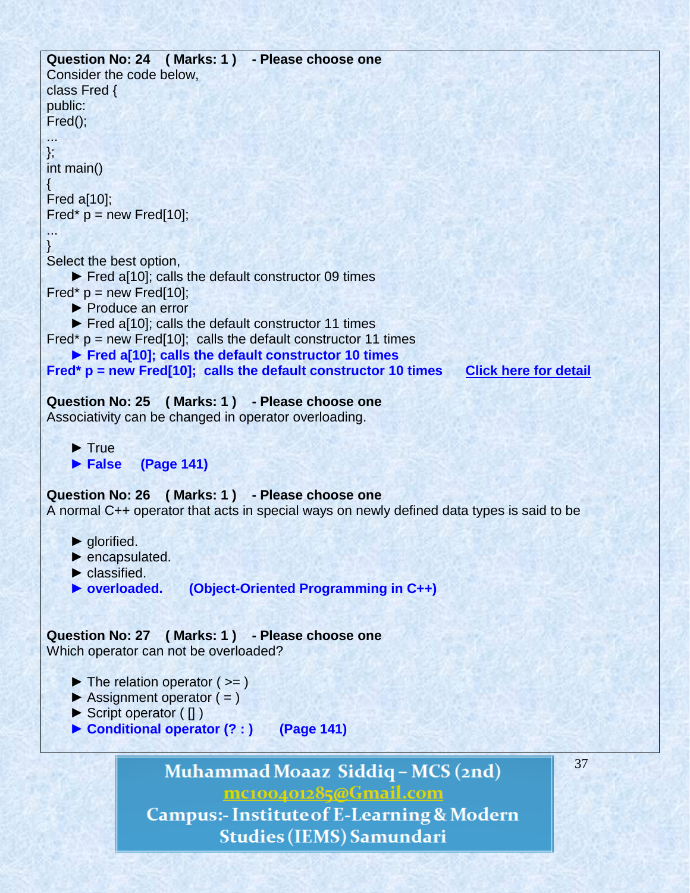**Question No: 24 ( Marks: 1 ) - Please choose one**

Consider the code below,

```
class Fred {
public:
Fred();
...
};
int main()
{
Fred a[10];
Fred* p = new Fred[10];
...
}
```

Select the best option,

► Fred a[10]; calls the default constructor 09 times
Fred* p = new Fred[10];

► Produce an error

► Fred a[10]; calls the default constructor 11 times
Fred* p = new Fred[10]; calls the default constructor 11 times

► **Fred a[10]; calls the default constructor 10 times**
**Fred* p = new Fred[10]; calls the default constructor 10 times** **Click here for detail**

**Question No: 25 ( Marks: 1 ) - Please choose one**

Associativity can be changed in operator overloading.

► True
► **False (Page 141)**

**Question No: 26 ( Marks: 1 ) - Please choose one**

A normal C++ operator that acts in special ways on newly defined data types is said to be

► glorified.
► encapsulated.
► classified.
► **overloaded. (Object-Oriented Programming in C++)**

**Question No: 27 ( Marks: 1 ) - Please choose one**

Which operator can not be overloaded?

► The relation operator ( >= )
► Assignment operator ( = )
► Script operator ( [] )
► **Conditional operator (? : ) (Page 141)**

Muhammad Moaaz Siddiq – MCS (2nd)
mc100401285@Gmail.com
Campus:- Institute of E-Learning & Modern Studies (IEMS) Samundari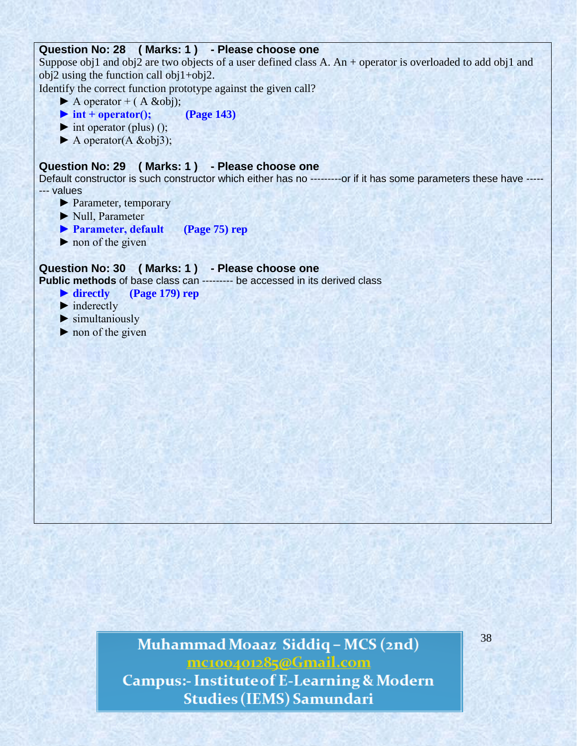**Question No: 28 ( Marks: 1 ) - Please choose one**

Suppose obj1 and obj2 are two objects of a user defined class A. An + operator is overloaded to add obj1 and obj2 using the function call obj1+obj2.

Identify the correct function prototype against the given call?

- ► A operator + ( A &obj);
- ► **int + operator(); (Page 143)**
- ► int operator (plus) ();
- ► A operator(A &obj3);

**Question No: 29 ( Marks: 1 ) - Please choose one**

Default constructor is such constructor which either has no ---------or if it has some parameters these have -------- values

- ► Parameter, temporary
- ► Null, Parameter
- ► **Parameter, default (Page 75) rep**
- ► non of the given

**Question No: 30 ( Marks: 1 ) - Please choose one**

**Public methods** of base class can --------- be accessed in its derived class

- ► **directly (Page 179) rep**
- ► inderectly
- ► simultaniously
- ► non of the given

Muhammad Moaaz Siddiq – MCS (2nd)
mc100401285@Gmail.com
Campus:- Institute of E-Learning & Modern Studies (IEMS) Samundari